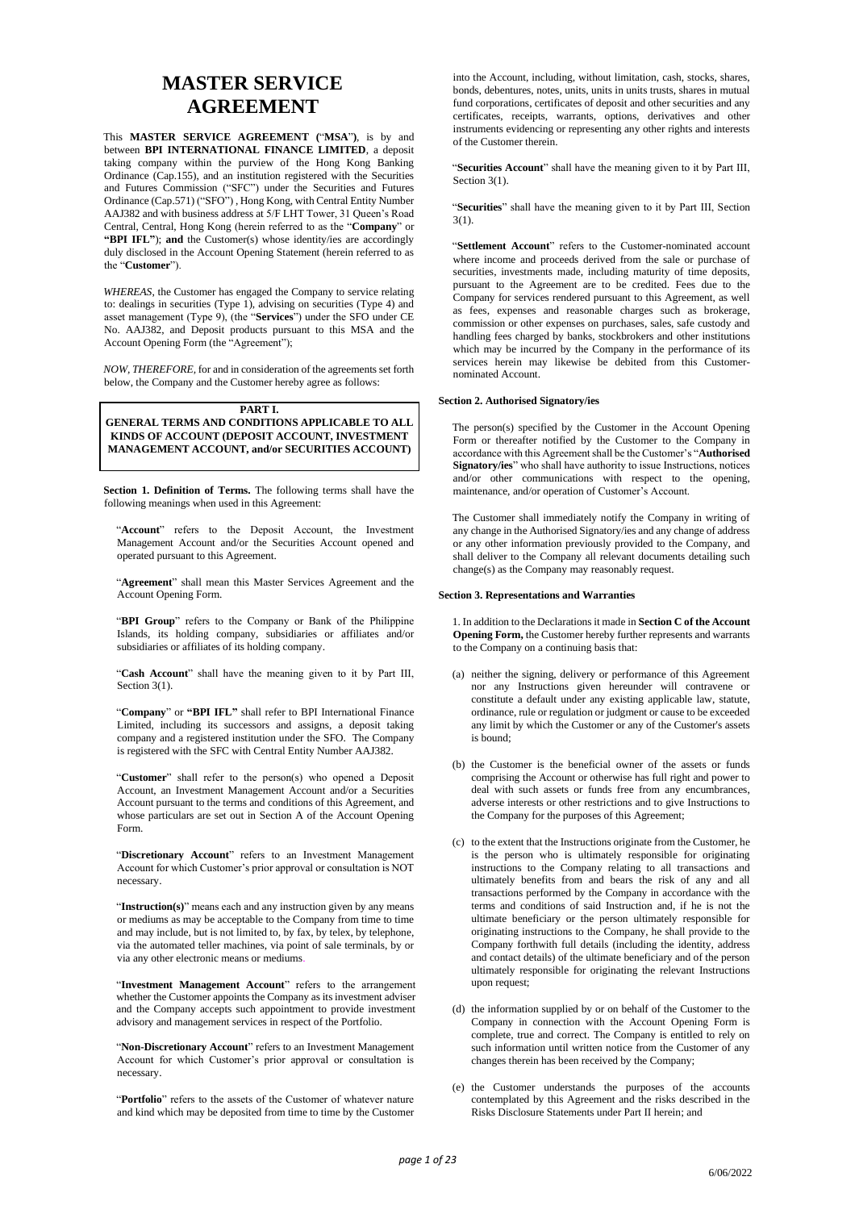# MASTER SERVICE AGREEMENT

This **MASTER SERVICE AGREEMENT** ("**MSA**"), is by and between **BPI INTERNATIONAL FINANCE LIMITED**, a deposit taking company within the purview of the Hong Kong Banking Ordinance (Cap.155), and an institution registered with the Securities and Futures Commission ("SFC") under the Securities and Futures Ordinance (Cap.571) ("SFO") , Hong Kong, with Central Entity Number AAJ382 and with business address at 5/F LHT Tower, 31 Queen's Road Central, Central, Hong Kong (herein referred to as the "**Company**" or **"BPI IFL"**); **and** the Customer(s) whose identity/ies are accordingly duly disclosed in the Account Opening Statement (herein referred to as the "**Customer**").

*WHEREAS*, the Customer has engaged the Company to service relating to: dealings in securities (Type 1), advising on securities (Type 4) and asset management (Type 9), (the "**Services**") under the SFO under CE No. AAJ382, and Deposit products pursuant to this MSA and the Account Opening Form (the "Agreement");

*NOW, THEREFORE*, for and in consideration of the agreements set forth below, the Company and the Customer hereby agree as follows:

## PART I.
## GENERAL TERMS AND CONDITIONS APPLICABLE TO ALL KINDS OF ACCOUNT (DEPOSIT ACCOUNT, INVESTMENT MANAGEMENT ACCOUNT, and/or SECURITIES ACCOUNT)

**Section 1. Definition of Terms.** The following terms shall have the following meanings when used in this Agreement:

"**Account**" refers to the Deposit Account, the Investment Management Account and/or the Securities Account opened and operated pursuant to this Agreement.

"**Agreement**" shall mean this Master Services Agreement and the Account Opening Form.

"**BPI Group**" refers to the Company or Bank of the Philippine Islands, its holding company, subsidiaries or affiliates and/or subsidiaries or affiliates of its holding company.

"**Cash Account**" shall have the meaning given to it by Part III, Section 3(1).

"**Company**" or **"BPI IFL"** shall refer to BPI International Finance Limited, including its successors and assigns, a deposit taking company and a registered institution under the SFO. The Company is registered with the SFC with Central Entity Number AAJ382.

"**Customer**" shall refer to the person(s) who opened a Deposit Account, an Investment Management Account and/or a Securities Account pursuant to the terms and conditions of this Agreement, and whose particulars are set out in Section A of the Account Opening Form.

"**Discretionary Account**" refers to an Investment Management Account for which Customer's prior approval or consultation is NOT necessary.

"**Instruction(s)**" means each and any instruction given by any means or mediums as may be acceptable to the Company from time to time and may include, but is not limited to, by fax, by telex, by telephone, via the automated teller machines, via point of sale terminals, by or via any other electronic means or mediums.

"**Investment Management Account**" refers to the arrangement whether the Customer appoints the Company as its investment adviser and the Company accepts such appointment to provide investment advisory and management services in respect of the Portfolio.

"**Non-Discretionary Account**" refers to an Investment Management Account for which Customer's prior approval or consultation is necessary.

"**Portfolio**" refers to the assets of the Customer of whatever nature and kind which may be deposited from time to time by the Customer into the Account, including, without limitation, cash, stocks, shares, bonds, debentures, notes, units, units in units trusts, shares in mutual fund corporations, certificates of deposit and other securities and any certificates, receipts, warrants, options, derivatives and other instruments evidencing or representing any other rights and interests of the Customer therein.

"**Securities Account**" shall have the meaning given to it by Part III, Section 3(1).

"**Securities**" shall have the meaning given to it by Part III, Section 3(1).

"**Settlement Account**" refers to the Customer-nominated account where income and proceeds derived from the sale or purchase of securities, investments made, including maturity of time deposits, pursuant to the Agreement are to be credited. Fees due to the Company for services rendered pursuant to this Agreement, as well as fees, expenses and reasonable charges such as brokerage, commission or other expenses on purchases, sales, safe custody and handling fees charged by banks, stockbrokers and other institutions which may be incurred by the Company in the performance of its services herein may likewise be debited from this Customer-nominated Account.

**Section 2. Authorised Signatory/ies**

The person(s) specified by the Customer in the Account Opening Form or thereafter notified by the Customer to the Company in accordance with this Agreement shall be the Customer's "**Authorised Signatory/ies**" who shall have authority to issue Instructions, notices and/or other communications with respect to the opening, maintenance, and/or operation of Customer's Account.

The Customer shall immediately notify the Company in writing of any change in the Authorised Signatory/ies and any change of address or any other information previously provided to the Company, and shall deliver to the Company all relevant documents detailing such change(s) as the Company may reasonably request.

**Section 3. Representations and Warranties**

1. In addition to the Declarations it made in **Section C of the Account Opening Form,** the Customer hereby further represents and warrants to the Company on a continuing basis that:

(a) neither the signing, delivery or performance of this Agreement nor any Instructions given hereunder will contravene or constitute a default under any existing applicable law, statute, ordinance, rule or regulation or judgment or cause to be exceeded any limit by which the Customer or any of the Customer's assets is bound;

(b) the Customer is the beneficial owner of the assets or funds comprising the Account or otherwise has full right and power to deal with such assets or funds free from any encumbrances, adverse interests or other restrictions and to give Instructions to the Company for the purposes of this Agreement;

(c) to the extent that the Instructions originate from the Customer, he is the person who is ultimately responsible for originating instructions to the Company relating to all transactions and ultimately benefits from and bears the risk of any and all transactions performed by the Company in accordance with the terms and conditions of said Instruction and, if he is not the ultimate beneficiary or the person ultimately responsible for originating instructions to the Company, he shall provide to the Company forthwith full details (including the identity, address and contact details) of the ultimate beneficiary and of the person ultimately responsible for originating the relevant Instructions upon request;

(d) the information supplied by or on behalf of the Customer to the Company in connection with the Account Opening Form is complete, true and correct. The Company is entitled to rely on such information until written notice from the Customer of any changes therein has been received by the Company;

(e) the Customer understands the purposes of the accounts contemplated by this Agreement and the risks described in the Risks Disclosure Statements under Part II herein; and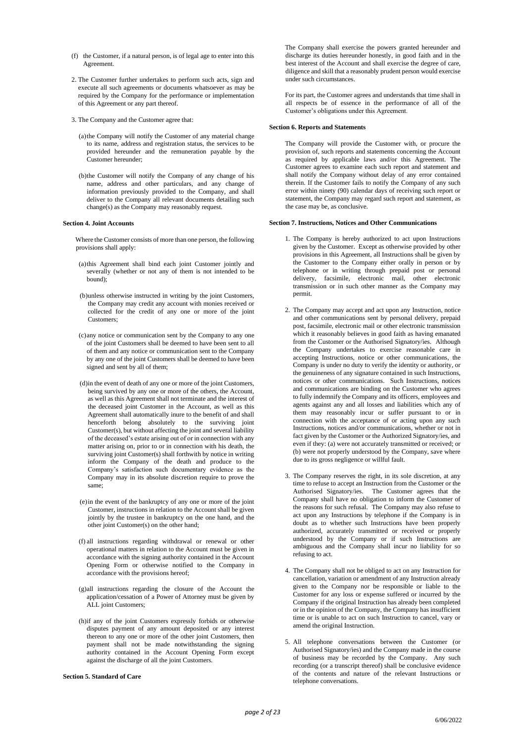(f) the Customer, if a natural person, is of legal age to enter into this Agreement.

2. The Customer further undertakes to perform such acts, sign and execute all such agreements or documents whatsoever as may be required by the Company for the performance or implementation of this Agreement or any part thereof.

3. The Company and the Customer agree that:

   (a) the Company will notify the Customer of any material change to its name, address and registration status, the services to be provided hereunder and the remuneration payable by the Customer hereunder;

   (b) the Customer will notify the Company of any change of his name, address and other particulars, and any change of information previously provided to the Company, and shall deliver to the Company all relevant documents detailing such change(s) as the Company may reasonably request.

**Section 4. Joint Accounts**

Where the Customer consists of more than one person, the following provisions shall apply:

(a) this Agreement shall bind each joint Customer jointly and severally (whether or not any of them is not intended to be bound);

(b) unless otherwise instructed in writing by the joint Customers, the Company may credit any account with monies received or collected for the credit of any one or more of the joint Customers;

(c) any notice or communication sent by the Company to any one of the joint Customers shall be deemed to have been sent to all of them and any notice or communication sent to the Company by any one of the joint Customers shall be deemed to have been signed and sent by all of them;

(d) in the event of death of any one or more of the joint Customers, being survived by any one or more of the others, the Account, as well as this Agreement shall not terminate and the interest of the deceased joint Customer in the Account, as well as this Agreement shall automatically inure to the benefit of and shall henceforth belong absolutely to the surviving joint Customer(s), but without affecting the joint and several liability of the deceased's estate arising out of or in connection with any matter arising on, prior to or in connection with his death, the surviving joint Customer(s) shall forthwith by notice in writing inform the Company of the death and produce to the Company's satisfaction such documentary evidence as the Company may in its absolute discretion require to prove the same;

(e) in the event of the bankruptcy of any one or more of the joint Customer, instructions in relation to the Account shall be given jointly by the trustee in bankruptcy on the one hand, and the other joint Customer(s) on the other hand;

(f) all instructions regarding withdrawal or renewal or other operational matters in relation to the Account must be given in accordance with the signing authority contained in the Account Opening Form or otherwise notified to the Company in accordance with the provisions hereof;

(g) all instructions regarding the closure of the Account the application/cessation of a Power of Attorney must be given by ALL joint Customers;

(h) if any of the joint Customers expressly forbids or otherwise disputes payment of any amount deposited or any interest thereon to any one or more of the other joint Customers, then payment shall not be made notwithstanding the signing authority contained in the Account Opening Form except against the discharge of all the joint Customers.

**Section 5. Standard of Care**

The Company shall exercise the powers granted hereunder and discharge its duties hereunder honestly, in good faith and in the best interest of the Account and shall exercise the degree of care, diligence and skill that a reasonably prudent person would exercise under such circumstances.

For its part, the Customer agrees and understands that time shall in all respects be of essence in the performance of all of the Customer's obligations under this Agreement.

**Section 6. Reports and Statements**

The Company will provide the Customer with, or procure the provision of, such reports and statements concerning the Account as required by applicable laws and/or this Agreement. The Customer agrees to examine each such report and statement and shall notify the Company without delay of any error contained therein. If the Customer fails to notify the Company of any such error within ninety (90) calendar days of receiving such report or statement, the Company may regard such report and statement, as the case may be, as conclusive.

**Section 7. Instructions, Notices and Other Communications**

1. The Company is hereby authorized to act upon Instructions given by the Customer. Except as otherwise provided by other provisions in this Agreement, all Instructions shall be given by the Customer to the Company either orally in person or by telephone or in writing through prepaid post or personal delivery, facsimile, electronic mail, other electronic transmission or in such other manner as the Company may permit.

2. The Company may accept and act upon any Instruction, notice and other communications sent by personal delivery, prepaid post, facsimile, electronic mail or other electronic transmission which it reasonably believes in good faith as having emanated from the Customer or the Authorised Signatory/ies. Although the Company undertakes to exercise reasonable care in accepting Instructions, notice or other communications, the Company is under no duty to verify the identity or authority, or the genuineness of any signature contained in such Instructions, notices or other communications. Such Instructions, notices and communications are binding on the Customer who agrees to fully indemnify the Company and its officers, employees and agents against any and all losses and liabilities which any of them may reasonably incur or suffer pursuant to or in connection with the acceptance of or acting upon any such Instructions, notices and/or communications, whether or not in fact given by the Customer or the Authorized Signatory/ies, and even if they: (a) were not accurately transmitted or received; or (b) were not properly understood by the Company, save where due to its gross negligence or willful fault.

3. The Company reserves the right, in its sole discretion, at any time to refuse to accept an Instruction from the Customer or the Authorised Signatory/ies. The Customer agrees that the Company shall have no obligation to inform the Customer of the reasons for such refusal. The Company may also refuse to act upon any Instructions by telephone if the Company is in doubt as to whether such Instructions have been properly authorized, accurately transmitted or received or properly understood by the Company or if such Instructions are ambiguous and the Company shall incur no liability for so refusing to act.

4. The Company shall not be obliged to act on any Instruction for cancellation, variation or amendment of any Instruction already given to the Company nor be responsible or liable to the Customer for any loss or expense suffered or incurred by the Company if the original Instruction has already been completed or in the opinion of the Company, the Company has insufficient time or is unable to act on such Instruction to cancel, vary or amend the original Instruction.

5. All telephone conversations between the Customer (or Authorised Signatory/ies) and the Company made in the course of business may be recorded by the Company. Any such recording (or a transcript thereof) shall be conclusive evidence of the contents and nature of the relevant Instructions or telephone conversations.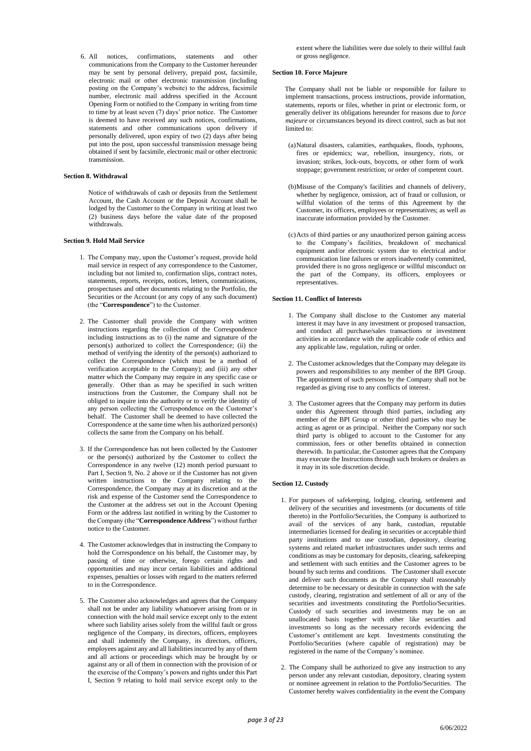6. All notices, confirmations, statements and other communications from the Company to the Customer hereunder may be sent by personal delivery, prepaid post, facsimile, electronic mail or other electronic transmission (including posting on the Company's website) to the address, facsimile number, electronic mail address specified in the Account Opening Form or notified to the Company in writing from time to time by at least seven (7) days' prior notice. The Customer is deemed to have received any such notices, confirmations, statements and other communications upon delivery if personally delivered, upon expiry of two (2) days after being put into the post, upon successful transmission message being obtained if sent by facsimile, electronic mail or other electronic transmission.

**Section 8. Withdrawal**

Notice of withdrawals of cash or deposits from the Settlement Account, the Cash Account or the Deposit Account shall be lodged by the Customer to the Company in writing at least two (2) business days before the value date of the proposed withdrawals.

**Section 9. Hold Mail Service**

1. The Company may, upon the Customer's request, provide hold mail service in respect of any correspondence to the Customer, including but not limited to, confirmation slips, contract notes, statements, reports, receipts, notices, letters, communications, prospectuses and other documents relating to the Portfolio, the Securities or the Account (or any copy of any such document) (the "**Correspondence**") to the Customer.

2. The Customer shall provide the Company with written instructions regarding the collection of the Correspondence including instructions as to (i) the name and signature of the person(s) authorized to collect the Correspondence; (ii) the method of verifying the identity of the person(s) authorized to collect the Correspondence (which must be a method of verification acceptable to the Company); and (iii) any other matter which the Company may require in any specific case or generally. Other than as may be specified in such written instructions from the Customer, the Company shall not be obliged to inquire into the authority or to verify the identity of any person collecting the Correspondence on the Customer's behalf. The Customer shall be deemed to have collected the Correspondence at the same time when his authorized person(s) collects the same from the Company on his behalf.

3. If the Correspondence has not been collected by the Customer or the person(s) authorized by the Customer to collect the Correspondence in any twelve (12) month period pursuant to Part I, Section 9, No. 2 above or if the Customer has not given written instructions to the Company relating to the Correspondence, the Company may at its discretion and at the risk and expense of the Customer send the Correspondence to the Customer at the address set out in the Account Opening Form or the address last notified in writing by the Customer to the Company (the "**Correspondence Address**") without further notice to the Customer.

4. The Customer acknowledges that in instructing the Company to hold the Correspondence on his behalf, the Customer may, by passing of time or otherwise, forego certain rights and opportunities and may incur certain liabilities and additional expenses, penalties or losses with regard to the matters referred to in the Correspondence.

5. The Customer also acknowledges and agrees that the Company shall not be under any liability whatsoever arising from or in connection with the hold mail service except only to the extent where such liability arises solely from the willful fault or gross negligence of the Company, its directors, officers, employees and shall indemnify the Company, its directors, officers, employees against any and all liabilities incurred by any of them and all actions or proceedings which may be brought by or against any or all of them in connection with the provision of or the exercise of the Company's powers and rights under this Part I, Section 9 relating to hold mail service except only to the extent where the liabilities were due solely to their willful fault or gross negligence.

**Section 10. Force Majeure**

The Company shall not be liable or responsible for failure to implement transactions, process instructions, provide information, statements, reports or files, whether in print or electronic form, or generally deliver its obligations hereunder for reasons due to *force majeure* or circumstances beyond its direct control, such as but not limited to:

(a) Natural disasters, calamities, earthquakes, floods, typhoons, fires or epidemics; war, rebellion, insurgency, riots, or invasion; strikes, lock-outs, boycotts, or other form of work stoppage; government restriction; or order of competent court.

(b) Misuse of the Company's facilities and channels of delivery, whether by negligence, omission, act of fraud or collusion, or willful violation of the terms of this Agreement by the Customer, its officers, employees or representatives; as well as inaccurate information provided by the Customer.

(c) Acts of third parties or any unauthorized person gaining access to the Company's facilities, breakdown of mechanical equipment and/or electronic system due to electrical and/or communication line failures or errors inadvertently committed, provided there is no gross negligence or willful misconduct on the part of the Company, its officers, employees or representatives.

**Section 11. Conflict of Interests**

1. The Company shall disclose to the Customer any material interest it may have in any investment or proposed transaction, and conduct all purchase/sales transactions or investment activities in accordance with the applicable code of ethics and any applicable law, regulation, ruling or order.

2. The Customer acknowledges that the Company may delegate its powers and responsibilities to any member of the BPI Group. The appointment of such persons by the Company shall not be regarded as giving rise to any conflicts of interest.

3. The Customer agrees that the Company may perform its duties under this Agreement through third parties, including any member of the BPI Group or other third parties who may be acting as agent or as principal. Neither the Company nor such third party is obliged to account to the Customer for any commission, fees or other benefits obtained in connection therewith. In particular, the Customer agrees that the Company may execute the Instructions through such brokers or dealers as it may in its sole discretion decide.

**Section 12. Custody**

1. For purposes of safekeeping, lodging, clearing, settlement and delivery of the securities and investments (or documents of title thereto) in the Portfolio/Securities, the Company is authorized to avail of the services of any bank, custodian, reputable intermediaries licensed for dealing in securities or acceptable third party institutions and to use custodian, depository, clearing systems and related market infrastructures under such terms and conditions as may be customary for deposits, clearing, safekeeping and settlement with such entities and the Customer agrees to be bound by such terms and conditions. The Customer shall execute and deliver such documents as the Company shall reasonably determine to be necessary or desirable in connection with the safe custody, clearing, registration and settlement of all or any of the securities and investments constituting the Portfolio/Securities. Custody of such securities and investments may be on an unallocated basis together with other like securities and investments so long as the necessary records evidencing the Customer's entitlement are kept. Investments constituting the Portfolio/Securities (where capable of registration) may be registered in the name of the Company's nominee.

2. The Company shall be authorized to give any instruction to any person under any relevant custodian, depository, clearing system or nominee agreement in relation to the Portfolio/Securities. The Customer hereby waives confidentiality in the event the Company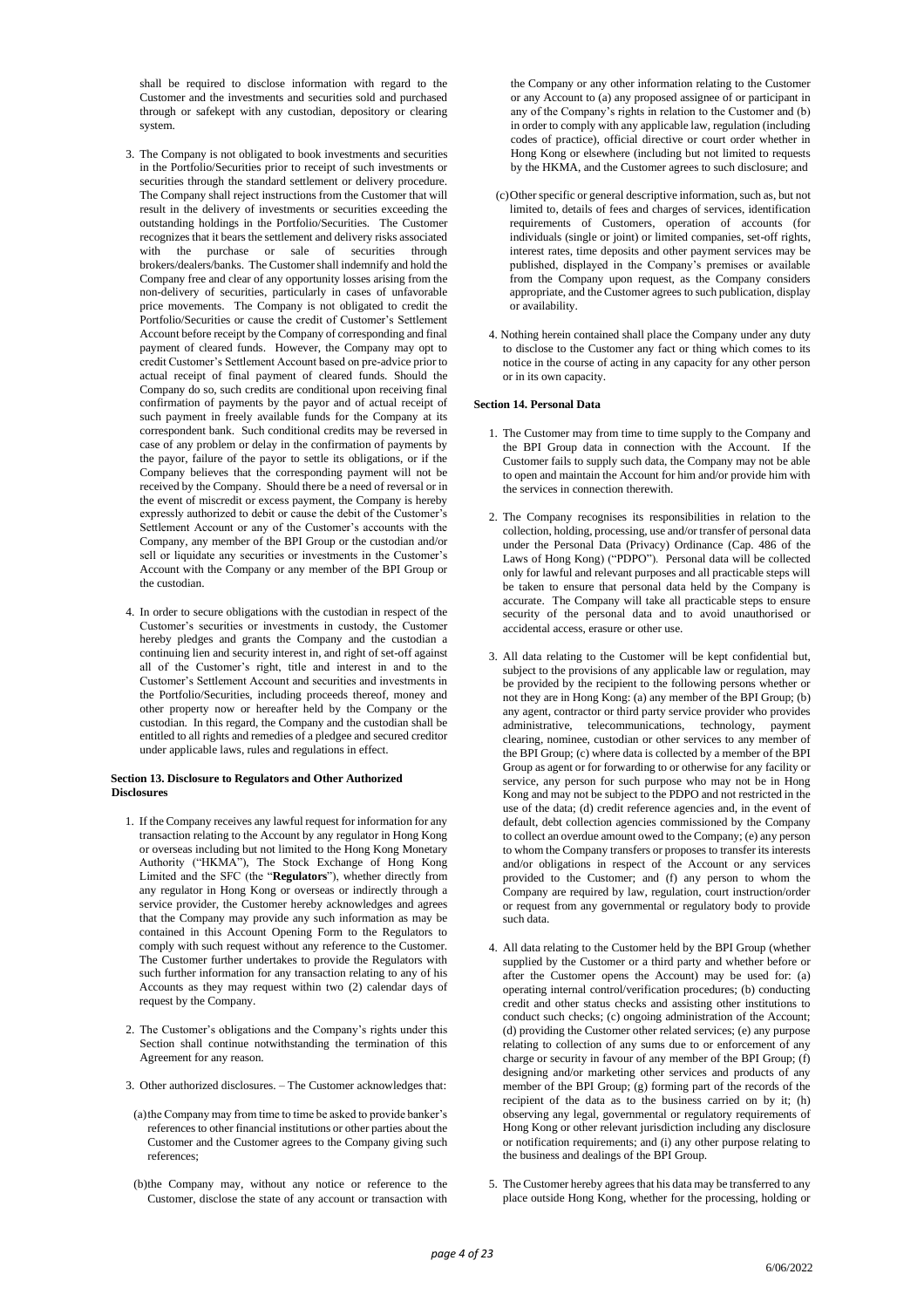shall be required to disclose information with regard to the Customer and the investments and securities sold and purchased through or safekept with any custodian, depository or clearing system.

3. The Company is not obligated to book investments and securities in the Portfolio/Securities prior to receipt of such investments or securities through the standard settlement or delivery procedure. The Company shall reject instructions from the Customer that will result in the delivery of investments or securities exceeding the outstanding holdings in the Portfolio/Securities. The Customer recognizes that it bears the settlement and delivery risks associated with the purchase or sale of securities through brokers/dealers/banks. The Customer shall indemnify and hold the Company free and clear of any opportunity losses arising from the non-delivery of securities, particularly in cases of unfavorable price movements. The Company is not obligated to credit the Portfolio/Securities or cause the credit of Customer's Settlement Account before receipt by the Company of corresponding and final payment of cleared funds. However, the Company may opt to credit Customer's Settlement Account based on pre-advice prior to actual receipt of final payment of cleared funds. Should the Company do so, such credits are conditional upon receiving final confirmation of payments by the payor and of actual receipt of such payment in freely available funds for the Company at its correspondent bank. Such conditional credits may be reversed in case of any problem or delay in the confirmation of payments by the payor, failure of the payor to settle its obligations, or if the Company believes that the corresponding payment will not be received by the Company. Should there be a need of reversal or in the event of miscredit or excess payment, the Company is hereby expressly authorized to debit or cause the debit of the Customer's Settlement Account or any of the Customer's accounts with the Company, any member of the BPI Group or the custodian and/or sell or liquidate any securities or investments in the Customer's Account with the Company or any member of the BPI Group or the custodian.

4. In order to secure obligations with the custodian in respect of the Customer's securities or investments in custody, the Customer hereby pledges and grants the Company and the custodian a continuing lien and security interest in, and right of set-off against all of the Customer's right, title and interest in and to the Customer's Settlement Account and securities and investments in the Portfolio/Securities, including proceeds thereof, money and other property now or hereafter held by the Company or the custodian. In this regard, the Company and the custodian shall be entitled to all rights and remedies of a pledgee and secured creditor under applicable laws, rules and regulations in effect.

#### Section 13. Disclosure to Regulators and Other Authorized Disclosures

1. If the Company receives any lawful request for information for any transaction relating to the Account by any regulator in Hong Kong or overseas including but not limited to the Hong Kong Monetary Authority ("HKMA"), The Stock Exchange of Hong Kong Limited and the SFC (the "**Regulators**"), whether directly from any regulator in Hong Kong or overseas or indirectly through a service provider, the Customer hereby acknowledges and agrees that the Company may provide any such information as may be contained in this Account Opening Form to the Regulators to comply with such request without any reference to the Customer. The Customer further undertakes to provide the Regulators with such further information for any transaction relating to any of his Accounts as they may request within two (2) calendar days of request by the Company.

2. The Customer's obligations and the Company's rights under this Section shall continue notwithstanding the termination of this Agreement for any reason.

3. Other authorized disclosures. – The Customer acknowledges that:

   (a) the Company may from time to time be asked to provide banker's references to other financial institutions or other parties about the Customer and the Customer agrees to the Company giving such references;

   (b) the Company may, without any notice or reference to the Customer, disclose the state of any account or transaction with the Company or any other information relating to the Customer or any Account to (a) any proposed assignee of or participant in any of the Company's rights in relation to the Customer and (b) in order to comply with any applicable law, regulation (including codes of practice), official directive or court order whether in Hong Kong or elsewhere (including but not limited to requests by the HKMA, and the Customer agrees to such disclosure; and

   (c) Other specific or general descriptive information, such as, but not limited to, details of fees and charges of services, identification requirements of Customers, operation of accounts (for individuals (single or joint) or limited companies, set-off rights, interest rates, time deposits and other payment services may be published, displayed in the Company's premises or available from the Company upon request, as the Company considers appropriate, and the Customer agrees to such publication, display or availability.

4. Nothing herein contained shall place the Company under any duty to disclose to the Customer any fact or thing which comes to its notice in the course of acting in any capacity for any other person or in its own capacity.

#### Section 14. Personal Data

1. The Customer may from time to time supply to the Company and the BPI Group data in connection with the Account. If the Customer fails to supply such data, the Company may not be able to open and maintain the Account for him and/or provide him with the services in connection therewith.

2. The Company recognises its responsibilities in relation to the collection, holding, processing, use and/or transfer of personal data under the Personal Data (Privacy) Ordinance (Cap. 486 of the Laws of Hong Kong) ("PDPO"). Personal data will be collected only for lawful and relevant purposes and all practicable steps will be taken to ensure that personal data held by the Company is accurate. The Company will take all practicable steps to ensure security of the personal data and to avoid unauthorised or accidental access, erasure or other use.

3. All data relating to the Customer will be kept confidential but, subject to the provisions of any applicable law or regulation, may be provided by the recipient to the following persons whether or not they are in Hong Kong: (a) any member of the BPI Group; (b) any agent, contractor or third party service provider who provides administrative, telecommunications, technology, payment clearing, nominee, custodian or other services to any member of the BPI Group; (c) where data is collected by a member of the BPI Group as agent or for forwarding to or otherwise for any facility or service, any person for such purpose who may not be in Hong Kong and may not be subject to the PDPO and not restricted in the use of the data; (d) credit reference agencies and, in the event of default, debt collection agencies commissioned by the Company to collect an overdue amount owed to the Company; (e) any person to whom the Company transfers or proposes to transfer its interests and/or obligations in respect of the Account or any services provided to the Customer; and (f) any person to whom the Company are required by law, regulation, court instruction/order or request from any governmental or regulatory body to provide such data.

4. All data relating to the Customer held by the BPI Group (whether supplied by the Customer or a third party and whether before or after the Customer opens the Account) may be used for: (a) operating internal control/verification procedures; (b) conducting credit and other status checks and assisting other institutions to conduct such checks; (c) ongoing administration of the Account; (d) providing the Customer other related services; (e) any purpose relating to collection of any sums due to or enforcement of any charge or security in favour of any member of the BPI Group; (f) designing and/or marketing other services and products of any member of the BPI Group; (g) forming part of the records of the recipient of the data as to the business carried on by it; (h) observing any legal, governmental or regulatory requirements of Hong Kong or other relevant jurisdiction including any disclosure or notification requirements; and (i) any other purpose relating to the business and dealings of the BPI Group.

5. The Customer hereby agrees that his data may be transferred to any place outside Hong Kong, whether for the processing, holding or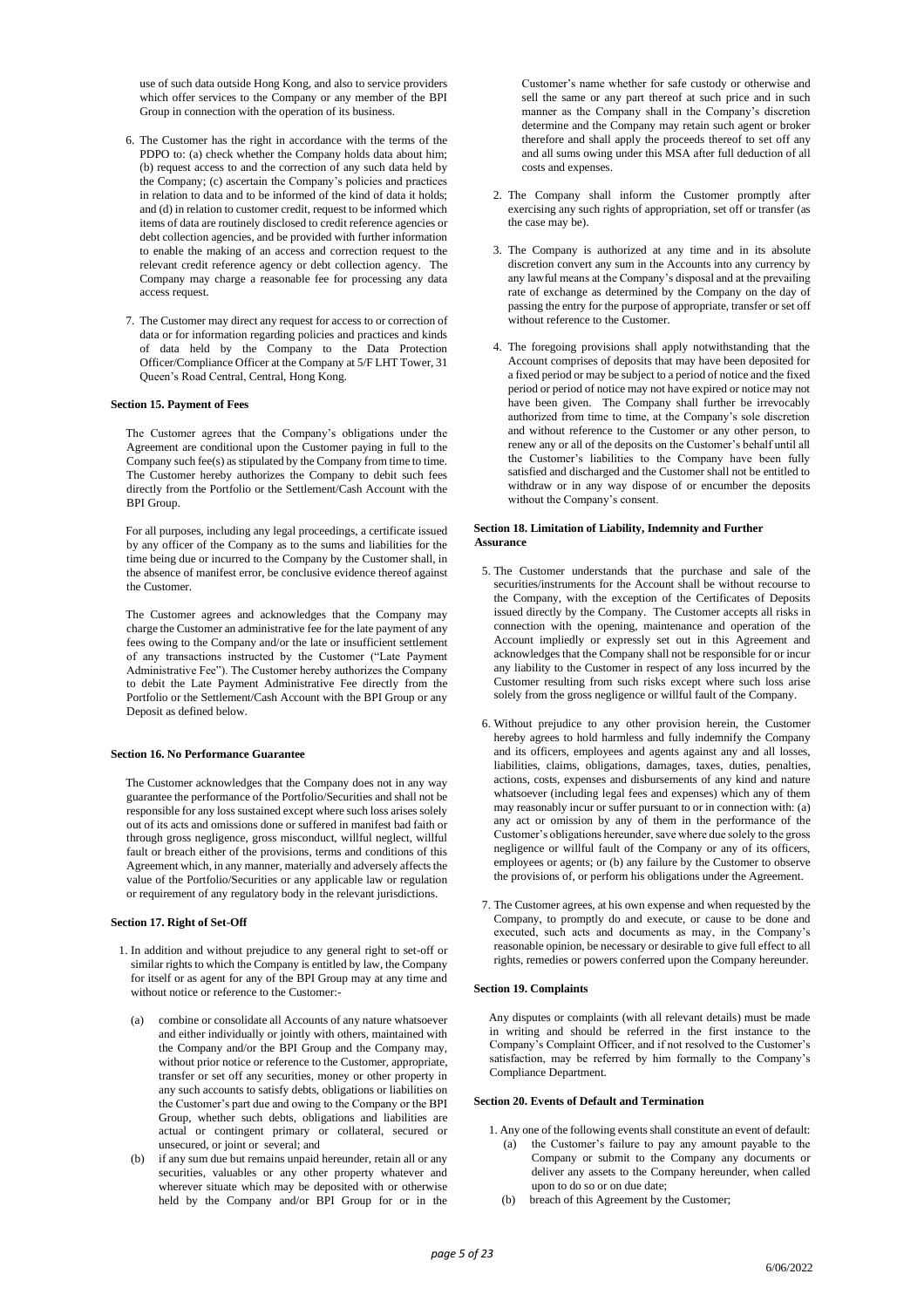use of such data outside Hong Kong, and also to service providers which offer services to the Company or any member of the BPI Group in connection with the operation of its business.

6. The Customer has the right in accordance with the terms of the PDPO to: (a) check whether the Company holds data about him; (b) request access to and the correction of any such data held by the Company; (c) ascertain the Company's policies and practices in relation to data and to be informed of the kind of data it holds; and (d) in relation to customer credit, request to be informed which items of data are routinely disclosed to credit reference agencies or debt collection agencies, and be provided with further information to enable the making of an access and correction request to the relevant credit reference agency or debt collection agency. The Company may charge a reasonable fee for processing any data access request.

7. The Customer may direct any request for access to or correction of data or for information regarding policies and practices and kinds of data held by the Company to the Data Protection Officer/Compliance Officer at the Company at 5/F LHT Tower, 31 Queen's Road Central, Central, Hong Kong.

**Section 15. Payment of Fees**

The Customer agrees that the Company's obligations under the Agreement are conditional upon the Customer paying in full to the Company such fee(s) as stipulated by the Company from time to time. The Customer hereby authorizes the Company to debit such fees directly from the Portfolio or the Settlement/Cash Account with the BPI Group.

For all purposes, including any legal proceedings, a certificate issued by any officer of the Company as to the sums and liabilities for the time being due or incurred to the Company by the Customer shall, in the absence of manifest error, be conclusive evidence thereof against the Customer.

The Customer agrees and acknowledges that the Company may charge the Customer an administrative fee for the late payment of any fees owing to the Company and/or the late or insufficient settlement of any transactions instructed by the Customer ("Late Payment Administrative Fee"). The Customer hereby authorizes the Company to debit the Late Payment Administrative Fee directly from the Portfolio or the Settlement/Cash Account with the BPI Group or any Deposit as defined below.

**Section 16. No Performance Guarantee**

The Customer acknowledges that the Company does not in any way guarantee the performance of the Portfolio/Securities and shall not be responsible for any loss sustained except where such loss arises solely out of its acts and omissions done or suffered in manifest bad faith or through gross negligence, gross misconduct, willful neglect, willful fault or breach either of the provisions, terms and conditions of this Agreement which, in any manner, materially and adversely affects the value of the Portfolio/Securities or any applicable law or regulation or requirement of any regulatory body in the relevant jurisdictions.

**Section 17. Right of Set-Off**

1. In addition and without prejudice to any general right to set-off or similar rights to which the Company is entitled by law, the Company for itself or as agent for any of the BPI Group may at any time and without notice or reference to the Customer:-
   (a) combine or consolidate all Accounts of any nature whatsoever and either individually or jointly with others, maintained with the Company and/or the BPI Group and the Company may, without prior notice or reference to the Customer, appropriate, transfer or set off any securities, money or other property in any such accounts to satisfy debts, obligations or liabilities on the Customer's part due and owing to the Company or the BPI Group, whether such debts, obligations and liabilities are actual or contingent primary or collateral, secured or unsecured, or joint or several; and
   (b) if any sum due but remains unpaid hereunder, retain all or any securities, valuables or any other property whatever and wherever situate which may be deposited with or otherwise held by the Company and/or BPI Group for or in the Customer's name whether for safe custody or otherwise and sell the same or any part thereof at such price and in such manner as the Company shall in the Company's discretion determine and the Company may retain such agent or broker therefore and shall apply the proceeds thereof to set off any and all sums owing under this MSA after full deduction of all costs and expenses.

2. The Company shall inform the Customer promptly after exercising any such rights of appropriation, set off or transfer (as the case may be).

3. The Company is authorized at any time and in its absolute discretion convert any sum in the Accounts into any currency by any lawful means at the Company's disposal and at the prevailing rate of exchange as determined by the Company on the day of passing the entry for the purpose of appropriate, transfer or set off without reference to the Customer.

4. The foregoing provisions shall apply notwithstanding that the Account comprises of deposits that may have been deposited for a fixed period or may be subject to a period of notice and the fixed period or period of notice may not have expired or notice may not have been given. The Company shall further be irrevocably authorized from time to time, at the Company's sole discretion and without reference to the Customer or any other person, to renew any or all of the deposits on the Customer's behalf until all the Customer's liabilities to the Company have been fully satisfied and discharged and the Customer shall not be entitled to withdraw or in any way dispose of or encumber the deposits without the Company's consent.

**Section 18. Limitation of Liability, Indemnity and Further Assurance**

5. The Customer understands that the purchase and sale of the securities/instruments for the Account shall be without recourse to the Company, with the exception of the Certificates of Deposits issued directly by the Company. The Customer accepts all risks in connection with the opening, maintenance and operation of the Account impliedly or expressly set out in this Agreement and acknowledges that the Company shall not be responsible for or incur any liability to the Customer in respect of any loss incurred by the Customer resulting from such risks except where such loss arise solely from the gross negligence or willful fault of the Company.

6. Without prejudice to any other provision herein, the Customer hereby agrees to hold harmless and fully indemnify the Company and its officers, employees and agents against any and all losses, liabilities, claims, obligations, damages, taxes, duties, penalties, actions, costs, expenses and disbursements of any kind and nature whatsoever (including legal fees and expenses) which any of them may reasonably incur or suffer pursuant to or in connection with: (a) any act or omission by any of them in the performance of the Customer's obligations hereunder, save where due solely to the gross negligence or willful fault of the Company or any of its officers, employees or agents; or (b) any failure by the Customer to observe the provisions of, or perform his obligations under the Agreement.

7. The Customer agrees, at his own expense and when requested by the Company, to promptly do and execute, or cause to be done and executed, such acts and documents as may, in the Company's reasonable opinion, be necessary or desirable to give full effect to all rights, remedies or powers conferred upon the Company hereunder.

**Section 19. Complaints**

Any disputes or complaints (with all relevant details) must be made in writing and should be referred in the first instance to the Company's Complaint Officer, and if not resolved to the Customer's satisfaction, may be referred by him formally to the Company's Compliance Department.

**Section 20. Events of Default and Termination**

1. Any one of the following events shall constitute an event of default:
   (a) the Customer's failure to pay any amount payable to the Company or submit to the Company any documents or deliver any assets to the Company hereunder, when called upon to do so or on due date;
   (b) breach of this Agreement by the Customer;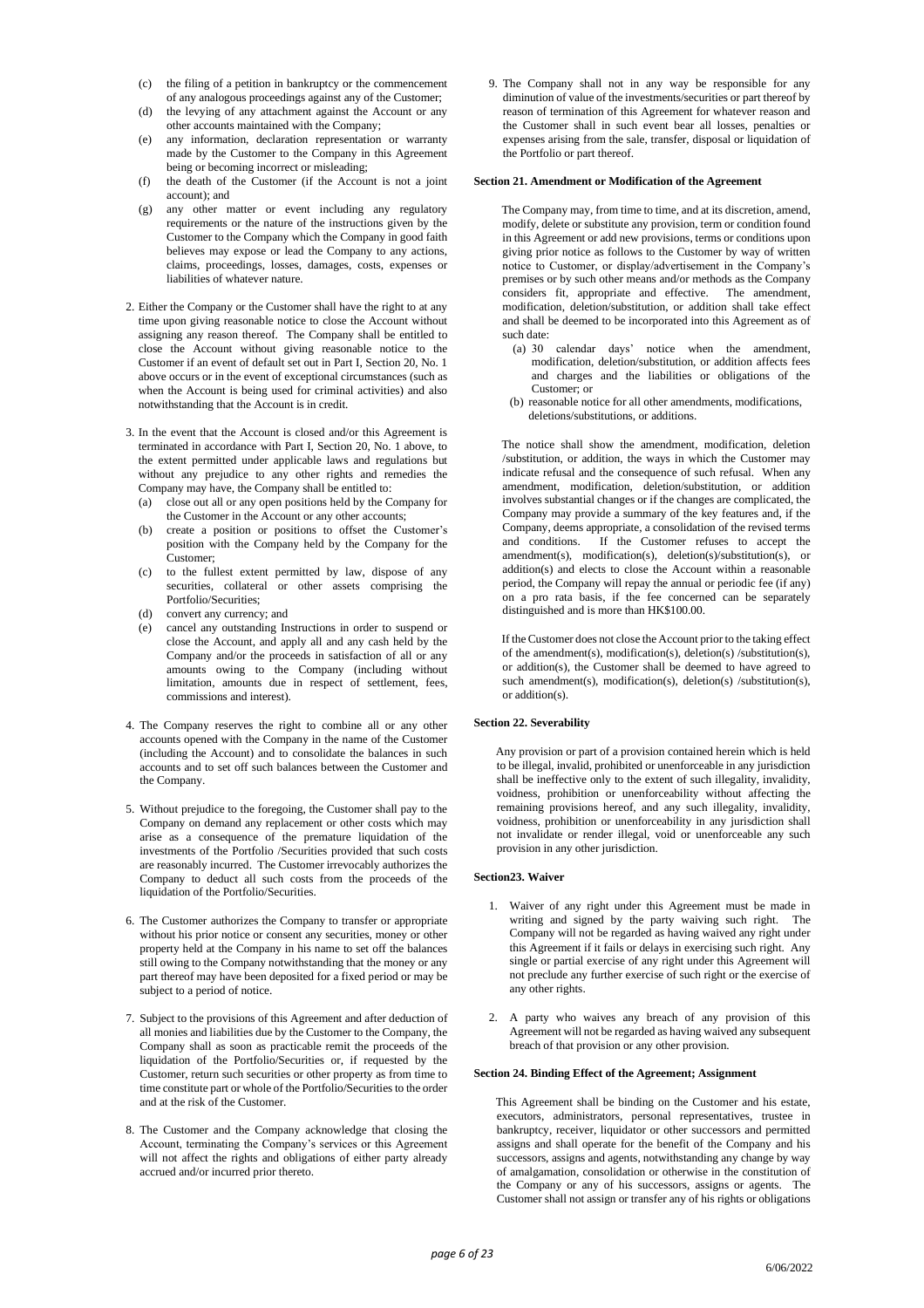(c) the filing of a petition in bankruptcy or the commencement of any analogous proceedings against any of the Customer;
(d) the levying of any attachment against the Account or any other accounts maintained with the Company;
(e) any information, declaration representation or warranty made by the Customer to the Company in this Agreement being or becoming incorrect or misleading;
(f) the death of the Customer (if the Account is not a joint account); and
(g) any other matter or event including any regulatory requirements or the nature of the instructions given by the Customer to the Company which the Company in good faith believes may expose or lead the Company to any actions, claims, proceedings, losses, damages, costs, expenses or liabilities of whatever nature.

2. Either the Company or the Customer shall have the right to at any time upon giving reasonable notice to close the Account without assigning any reason thereof. The Company shall be entitled to close the Account without giving reasonable notice to the Customer if an event of default set out in Part I, Section 20, No. 1 above occurs or in the event of exceptional circumstances (such as when the Account is being used for criminal activities) and also notwithstanding that the Account is in credit.

3. In the event that the Account is closed and/or this Agreement is terminated in accordance with Part I, Section 20, No. 1 above, to the extent permitted under applicable laws and regulations but without any prejudice to any other rights and remedies the Company may have, the Company shall be entitled to:
   (a) close out all or any open positions held by the Company for the Customer in the Account or any other accounts;
   (b) create a position or positions to offset the Customer's position with the Company held by the Company for the Customer;
   (c) to the fullest extent permitted by law, dispose of any securities, collateral or other assets comprising the Portfolio/Securities;
   (d) convert any currency; and
   (e) cancel any outstanding Instructions in order to suspend or close the Account, and apply all and any cash held by the Company and/or the proceeds in satisfaction of all or any amounts owing to the Company (including without limitation, amounts due in respect of settlement, fees, commissions and interest).

4. The Company reserves the right to combine all or any other accounts opened with the Company in the name of the Customer (including the Account) and to consolidate the balances in such accounts and to set off such balances between the Customer and the Company.

5. Without prejudice to the foregoing, the Customer shall pay to the Company on demand any replacement or other costs which may arise as a consequence of the premature liquidation of the investments of the Portfolio /Securities provided that such costs are reasonably incurred. The Customer irrevocably authorizes the Company to deduct all such costs from the proceeds of the liquidation of the Portfolio/Securities.

6. The Customer authorizes the Company to transfer or appropriate without his prior notice or consent any securities, money or other property held at the Company in his name to set off the balances still owing to the Company notwithstanding that the money or any part thereof may have been deposited for a fixed period or may be subject to a period of notice.

7. Subject to the provisions of this Agreement and after deduction of all monies and liabilities due by the Customer to the Company, the Company shall as soon as practicable remit the proceeds of the liquidation of the Portfolio/Securities or, if requested by the Customer, return such securities or other property as from time to time constitute part or whole of the Portfolio/Securities to the order and at the risk of the Customer.

8. The Customer and the Company acknowledge that closing the Account, terminating the Company's services or this Agreement will not affect the rights and obligations of either party already accrued and/or incurred prior thereto.

9. The Company shall not in any way be responsible for any diminution of value of the investments/securities or part thereof by reason of termination of this Agreement for whatever reason and the Customer shall in such event bear all losses, penalties or expenses arising from the sale, transfer, disposal or liquidation of the Portfolio or part thereof.

### Section 21. Amendment or Modification of the Agreement

The Company may, from time to time, and at its discretion, amend, modify, delete or substitute any provision, term or condition found in this Agreement or add new provisions, terms or conditions upon giving prior notice as follows to the Customer by way of written notice to Customer, or display/advertisement in the Company's premises or by such other means and/or methods as the Company considers fit, appropriate and effective. The amendment, modification, deletion/substitution, or addition shall take effect and shall be deemed to be incorporated into this Agreement as of such date:

(a) 30 calendar days' notice when the amendment, modification, deletion/substitution, or addition affects fees and charges and the liabilities or obligations of the Customer; or
(b) reasonable notice for all other amendments, modifications, deletions/substitutions, or additions.

The notice shall show the amendment, modification, deletion /substitution, or addition, the ways in which the Customer may indicate refusal and the consequence of such refusal. When any amendment, modification, deletion/substitution, or addition involves substantial changes or if the changes are complicated, the Company may provide a summary of the key features and, if the Company, deems appropriate, a consolidation of the revised terms and conditions. If the Customer refuses to accept the amendment(s), modification(s), deletion(s)/substitution(s), or addition(s) and elects to close the Account within a reasonable period, the Company will repay the annual or periodic fee (if any) on a pro rata basis, if the fee concerned can be separately distinguished and is more than HK$100.00.

If the Customer does not close the Account prior to the taking effect of the amendment(s), modification(s), deletion(s) /substitution(s), or addition(s), the Customer shall be deemed to have agreed to such amendment(s), modification(s), deletion(s) /substitution(s), or addition(s).

### Section 22. Severability

Any provision or part of a provision contained herein which is held to be illegal, invalid, prohibited or unenforceable in any jurisdiction shall be ineffective only to the extent of such illegality, invalidity, voidness, prohibition or unenforceability without affecting the remaining provisions hereof, and any such illegality, invalidity, voidness, prohibition or unenforceability in any jurisdiction shall not invalidate or render illegal, void or unenforceable any such provision in any other jurisdiction.

### Section23. Waiver

1. Waiver of any right under this Agreement must be made in writing and signed by the party waiving such right. The Company will not be regarded as having waived any right under this Agreement if it fails or delays in exercising such right. Any single or partial exercise of any right under this Agreement will not preclude any further exercise of such right or the exercise of any other rights.

2. A party who waives any breach of any provision of this Agreement will not be regarded as having waived any subsequent breach of that provision or any other provision.

### Section 24. Binding Effect of the Agreement; Assignment

This Agreement shall be binding on the Customer and his estate, executors, administrators, personal representatives, trustee in bankruptcy, receiver, liquidator or other successors and permitted assigns and shall operate for the benefit of the Company and his successors, assigns and agents, notwithstanding any change by way of amalgamation, consolidation or otherwise in the constitution of the Company or any of his successors, assigns or agents. The Customer shall not assign or transfer any of his rights or obligations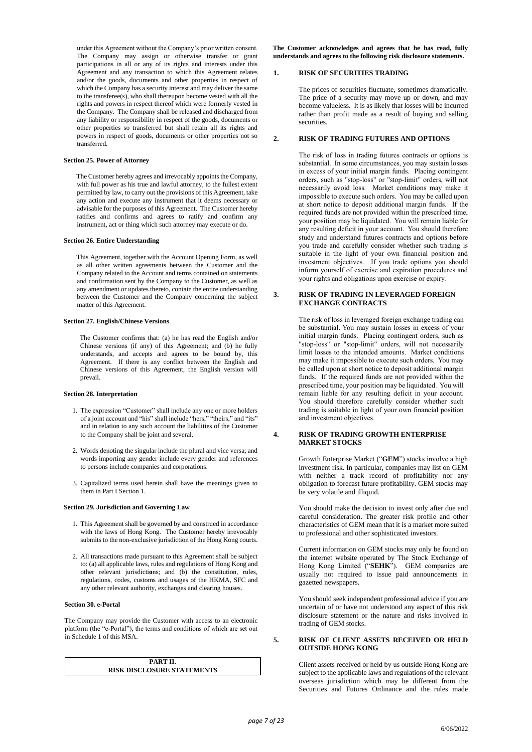under this Agreement without the Company's prior written consent. The Company may assign or otherwise transfer or grant participations in all or any of its rights and interests under this Agreement and any transaction to which this Agreement relates and/or the goods, documents and other properties in respect of which the Company has a security interest and may deliver the same to the transferee(s), who shall thereupon become vested with all the rights and powers in respect thereof which were formerly vested in the Company. The Company shall be released and discharged from any liability or responsibility in respect of the goods, documents or other properties so transferred but shall retain all its rights and powers in respect of goods, documents or other properties not so transferred.

**Section 25. Power of Attorney**

The Customer hereby agrees and irrevocably appoints the Company, with full power as his true and lawful attorney, to the fullest extent permitted by law, to carry out the provisions of this Agreement, take any action and execute any instrument that it deems necessary or advisable for the purposes of this Agreement. The Customer hereby ratifies and confirms and agrees to ratify and confirm any instrument, act or thing which such attorney may execute or do.

**Section 26. Entire Understanding**

This Agreement, together with the Account Opening Form, as well as all other written agreements between the Customer and the Company related to the Account and terms contained on statements and confirmation sent by the Company to the Customer, as well as any amendment or updates thereto, contain the entire understanding between the Customer and the Company concerning the subject matter of this Agreement.

**Section 27. English/Chinese Versions**

The Customer confirms that: (a) he has read the English and/or Chinese versions (if any) of this Agreement; and (b) he fully understands, and accepts and agrees to be bound by, this Agreement. If there is any conflict between the English and Chinese versions of this Agreement, the English version will prevail.

**Section 28. Interpretation**

1. The expression "Customer" shall include any one or more holders of a joint account and "his" shall include "hers," "theirs," and "its" and in relation to any such account the liabilities of the Customer to the Company shall be joint and several.

2. Words denoting the singular include the plural and vice versa; and words importing any gender include every gender and references to persons include companies and corporations.

3. Capitalized terms used herein shall have the meanings given to them in Part I Section 1.

**Section 29. Jurisdiction and Governing Law**

1. This Agreement shall be governed by and construed in accordance with the laws of Hong Kong. The Customer hereby irrevocably submits to the non-exclusive jurisdiction of the Hong Kong courts.

2. All transactions made pursuant to this Agreement shall be subject to: (a) all applicable laws, rules and regulations of Hong Kong and other relevant jurisdictions; and (b) the constitution, rules, regulations, codes, customs and usages of the HKMA, SFC and any other relevant authority, exchanges and clearing houses.

**Section 30. e-Portal**

The Company may provide the Customer with access to an electronic platform (the "e-Portal"), the terms and conditions of which are set out in Schedule 1 of this MSA.

## PART II.
## RISK DISCLOSURE STATEMENTS

**The Customer acknowledges and agrees that he has read, fully understands and agrees to the following risk disclosure statements.**

### 1. RISK OF SECURITIES TRADING

The prices of securities fluctuate, sometimes dramatically. The price of a security may move up or down, and may become valueless. It is as likely that losses will be incurred rather than profit made as a result of buying and selling securities.

### 2. RISK OF TRADING FUTURES AND OPTIONS

The risk of loss in trading futures contracts or options is substantial. In some circumstances, you may sustain losses in excess of your initial margin funds. Placing contingent orders, such as "stop-loss" or "stop-limit" orders, will not necessarily avoid loss. Market conditions may make it impossible to execute such orders. You may be called upon at short notice to deposit additional margin funds. If the required funds are not provided within the prescribed time, your position may be liquidated. You will remain liable for any resulting deficit in your account. You should therefore study and understand futures contracts and options before you trade and carefully consider whether such trading is suitable in the light of your own financial position and investment objectives. If you trade options you should inform yourself of exercise and expiration procedures and your rights and obligations upon exercise or expiry.

### 3. RISK OF TRADING IN LEVERAGED FOREIGN EXCHANGE CONTRACTS

The risk of loss in leveraged foreign exchange trading can be substantial. You may sustain losses in excess of your initial margin funds. Placing contingent orders, such as "stop-loss" or "stop-limit" orders, will not necessarily limit losses to the intended amounts. Market conditions may make it impossible to execute such orders. You may be called upon at short notice to deposit additional margin funds. If the required funds are not provided within the prescribed time, your position may be liquidated. You will remain liable for any resulting deficit in your account. You should therefore carefully consider whether such trading is suitable in light of your own financial position and investment objectives.

### 4. RISK OF TRADING GROWTH ENTERPRISE MARKET STOCKS

Growth Enterprise Market ("**GEM**") stocks involve a high investment risk. In particular, companies may list on GEM with neither a track record of profitability nor any obligation to forecast future profitability. GEM stocks may be very volatile and illiquid.

You should make the decision to invest only after due and careful consideration. The greater risk profile and other characteristics of GEM mean that it is a market more suited to professional and other sophisticated investors.

Current information on GEM stocks may only be found on the internet website operated by The Stock Exchange of Hong Kong Limited ("**SEHK**"). GEM companies are usually not required to issue paid announcements in gazetted newspapers.

You should seek independent professional advice if you are uncertain of or have not understood any aspect of this risk disclosure statement or the nature and risks involved in trading of GEM stocks.

### 5. RISK OF CLIENT ASSETS RECEIVED OR HELD OUTSIDE HONG KONG

Client assets received or held by us outside Hong Kong are subject to the applicable laws and regulations of the relevant overseas jurisdiction which may be different from the Securities and Futures Ordinance and the rules made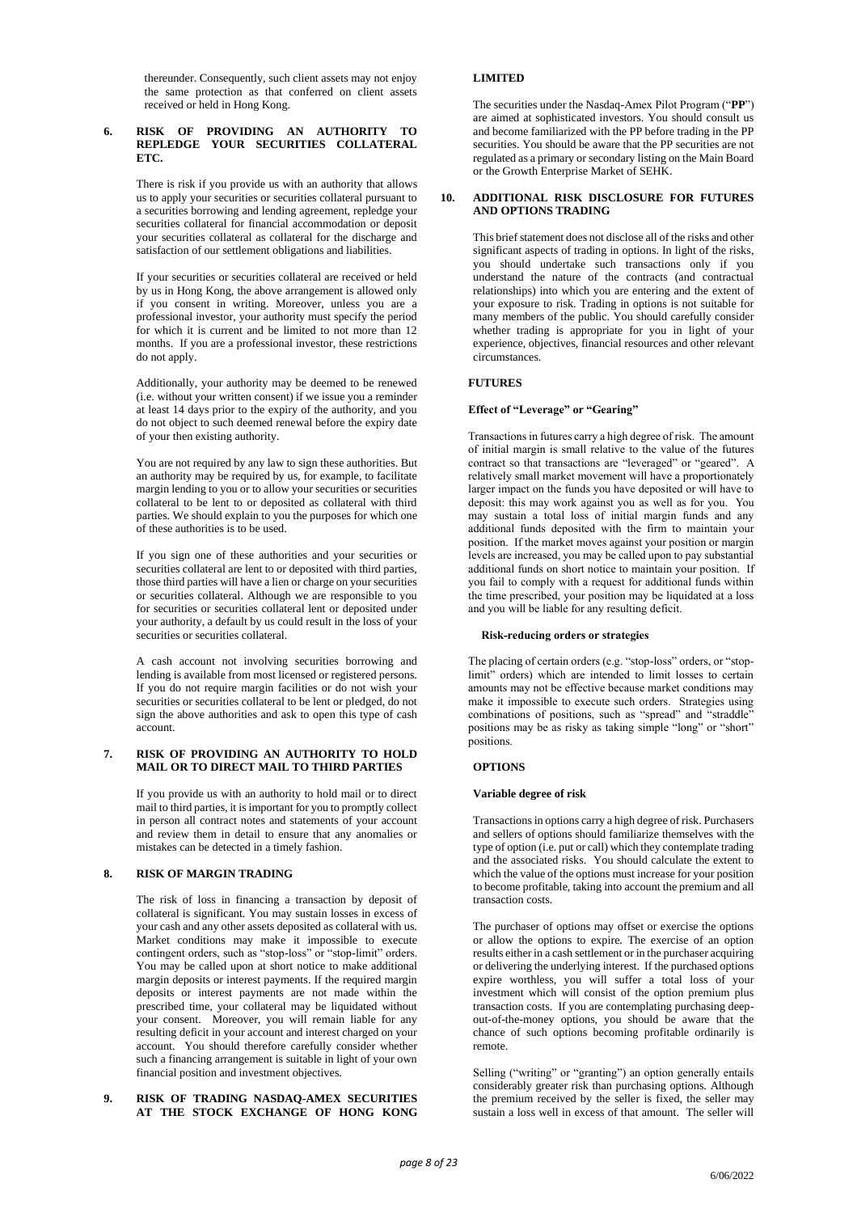thereunder. Consequently, such client assets may not enjoy the same protection as that conferred on client assets received or held in Hong Kong.

## 6. RISK OF PROVIDING AN AUTHORITY TO REPLEDGE YOUR SECURITIES COLLATERAL ETC.

There is risk if you provide us with an authority that allows us to apply your securities or securities collateral pursuant to a securities borrowing and lending agreement, repledge your securities collateral for financial accommodation or deposit your securities collateral as collateral for the discharge and satisfaction of our settlement obligations and liabilities.

If your securities or securities collateral are received or held by us in Hong Kong, the above arrangement is allowed only if you consent in writing. Moreover, unless you are a professional investor, your authority must specify the period for which it is current and be limited to not more than 12 months. If you are a professional investor, these restrictions do not apply.

Additionally, your authority may be deemed to be renewed (i.e. without your written consent) if we issue you a reminder at least 14 days prior to the expiry of the authority, and you do not object to such deemed renewal before the expiry date of your then existing authority.

You are not required by any law to sign these authorities. But an authority may be required by us, for example, to facilitate margin lending to you or to allow your securities or securities collateral to be lent to or deposited as collateral with third parties. We should explain to you the purposes for which one of these authorities is to be used.

If you sign one of these authorities and your securities or securities collateral are lent to or deposited with third parties, those third parties will have a lien or charge on your securities or securities collateral. Although we are responsible to you for securities or securities collateral lent or deposited under your authority, a default by us could result in the loss of your securities or securities collateral.

A cash account not involving securities borrowing and lending is available from most licensed or registered persons. If you do not require margin facilities or do not wish your securities or securities collateral to be lent or pledged, do not sign the above authorities and ask to open this type of cash account.

## 7. RISK OF PROVIDING AN AUTHORITY TO HOLD MAIL OR TO DIRECT MAIL TO THIRD PARTIES

If you provide us with an authority to hold mail or to direct mail to third parties, it is important for you to promptly collect in person all contract notes and statements of your account and review them in detail to ensure that any anomalies or mistakes can be detected in a timely fashion.

## 8. RISK OF MARGIN TRADING

The risk of loss in financing a transaction by deposit of collateral is significant. You may sustain losses in excess of your cash and any other assets deposited as collateral with us. Market conditions may make it impossible to execute contingent orders, such as "stop-loss" or "stop-limit" orders. You may be called upon at short notice to make additional margin deposits or interest payments. If the required margin deposits or interest payments are not made within the prescribed time, your collateral may be liquidated without your consent. Moreover, you will remain liable for any resulting deficit in your account and interest charged on your account. You should therefore carefully consider whether such a financing arrangement is suitable in light of your own financial position and investment objectives.

## 9. RISK OF TRADING NASDAQ-AMEX SECURITIES AT THE STOCK EXCHANGE OF HONG KONG LIMITED

The securities under the Nasdaq-Amex Pilot Program ("**PP**") are aimed at sophisticated investors. You should consult us and become familiarized with the PP before trading in the PP securities. You should be aware that the PP securities are not regulated as a primary or secondary listing on the Main Board or the Growth Enterprise Market of SEHK.

## 10. ADDITIONAL RISK DISCLOSURE FOR FUTURES AND OPTIONS TRADING

This brief statement does not disclose all of the risks and other significant aspects of trading in options. In light of the risks, you should undertake such transactions only if you understand the nature of the contracts (and contractual relationships) into which you are entering and the extent of your exposure to risk. Trading in options is not suitable for many members of the public. You should carefully consider whether trading is appropriate for you in light of your experience, objectives, financial resources and other relevant circumstances.

### FUTURES

#### Effect of "Leverage" or "Gearing"

Transactions in futures carry a high degree of risk. The amount of initial margin is small relative to the value of the futures contract so that transactions are "leveraged" or "geared". A relatively small market movement will have a proportionately larger impact on the funds you have deposited or will have to deposit: this may work against you as well as for you. You may sustain a total loss of initial margin funds and any additional funds deposited with the firm to maintain your position. If the market moves against your position or margin levels are increased, you may be called upon to pay substantial additional funds on short notice to maintain your position. If you fail to comply with a request for additional funds within the time prescribed, your position may be liquidated at a loss and you will be liable for any resulting deficit.

#### Risk-reducing orders or strategies

The placing of certain orders (e.g. "stop-loss" orders, or "stop-limit" orders) which are intended to limit losses to certain amounts may not be effective because market conditions may make it impossible to execute such orders. Strategies using combinations of positions, such as "spread" and "straddle" positions may be as risky as taking simple "long" or "short" positions.

### OPTIONS

#### Variable degree of risk

Transactions in options carry a high degree of risk. Purchasers and sellers of options should familiarize themselves with the type of option (i.e. put or call) which they contemplate trading and the associated risks. You should calculate the extent to which the value of the options must increase for your position to become profitable, taking into account the premium and all transaction costs.

The purchaser of options may offset or exercise the options or allow the options to expire. The exercise of an option results either in a cash settlement or in the purchaser acquiring or delivering the underlying interest. If the purchased options expire worthless, you will suffer a total loss of your investment which will consist of the option premium plus transaction costs. If you are contemplating purchasing deep-out-of-the-money options, you should be aware that the chance of such options becoming profitable ordinarily is remote.

Selling ("writing" or "granting") an option generally entails considerably greater risk than purchasing options. Although the premium received by the seller is fixed, the seller may sustain a loss well in excess of that amount. The seller will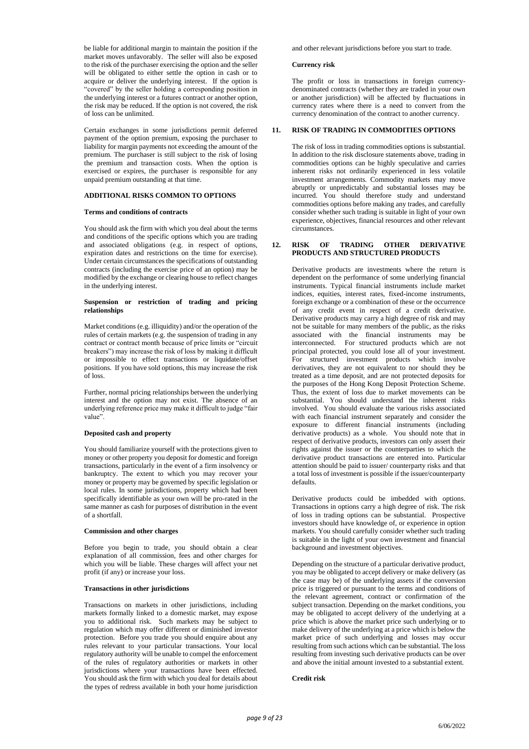be liable for additional margin to maintain the position if the market moves unfavorably. The seller will also be exposed to the risk of the purchaser exercising the option and the seller will be obligated to either settle the option in cash or to acquire or deliver the underlying interest. If the option is "covered" by the seller holding a corresponding position in the underlying interest or a futures contract or another option, the risk may be reduced. If the option is not covered, the risk of loss can be unlimited.

Certain exchanges in some jurisdictions permit deferred payment of the option premium, exposing the purchaser to liability for margin payments not exceeding the amount of the premium. The purchaser is still subject to the risk of losing the premium and transaction costs. When the option is exercised or expires, the purchaser is responsible for any unpaid premium outstanding at that time.

**ADDITIONAL RISKS COMMON TO OPTIONS**

**Terms and conditions of contracts**

You should ask the firm with which you deal about the terms and conditions of the specific options which you are trading and associated obligations (e.g. in respect of options, expiration dates and restrictions on the time for exercise). Under certain circumstances the specifications of outstanding contracts (including the exercise price of an option) may be modified by the exchange or clearing house to reflect changes in the underlying interest.

**Suspension or restriction of trading and pricing relationships**

Market conditions (e.g. illiquidity) and/or the operation of the rules of certain markets (e.g. the suspension of trading in any contract or contract month because of price limits or "circuit breakers") may increase the risk of loss by making it difficult or impossible to effect transactions or liquidate/offset positions. If you have sold options, this may increase the risk of loss.

Further, normal pricing relationships between the underlying interest and the option may not exist. The absence of an underlying reference price may make it difficult to judge "fair value".

**Deposited cash and property**

You should familiarize yourself with the protections given to money or other property you deposit for domestic and foreign transactions, particularly in the event of a firm insolvency or bankruptcy. The extent to which you may recover your money or property may be governed by specific legislation or local rules. In some jurisdictions, property which had been specifically identifiable as your own will be pro-rated in the same manner as cash for purposes of distribution in the event of a shortfall.

**Commission and other charges**

Before you begin to trade, you should obtain a clear explanation of all commission, fees and other charges for which you will be liable. These charges will affect your net profit (if any) or increase your loss.

**Transactions in other jurisdictions**

Transactions on markets in other jurisdictions, including markets formally linked to a domestic market, may expose you to additional risk. Such markets may be subject to regulation which may offer different or diminished investor protection. Before you trade you should enquire about any rules relevant to your particular transactions. Your local regulatory authority will be unable to compel the enforcement of the rules of regulatory authorities or markets in other jurisdictions where your transactions have been effected. You should ask the firm with which you deal for details about the types of redress available in both your home jurisdiction and other relevant jurisdictions before you start to trade.

**Currency risk**

The profit or loss in transactions in foreign currency-denominated contracts (whether they are traded in your own or another jurisdiction) will be affected by fluctuations in currency rates where there is a need to convert from the currency denomination of the contract to another currency.

## 11. RISK OF TRADING IN COMMODITIES OPTIONS

The risk of loss in trading commodities options is substantial. In addition to the risk disclosure statements above, trading in commodities options can be highly speculative and carries inherent risks not ordinarily experienced in less volatile investment arrangements. Commodity markets may move abruptly or unpredictably and substantial losses may be incurred. You should therefore study and understand commodities options before making any trades, and carefully consider whether such trading is suitable in light of your own experience, objectives, financial resources and other relevant circumstances.

## 12. RISK OF TRADING OTHER DERIVATIVE PRODUCTS AND STRUCTURED PRODUCTS

Derivative products are investments where the return is dependent on the performance of some underlying financial instruments. Typical financial instruments include market indices, equities, interest rates, fixed-income instruments, foreign exchange or a combination of these or the occurrence of any credit event in respect of a credit derivative. Derivative products may carry a high degree of risk and may not be suitable for many members of the public, as the risks associated with the financial instruments may be interconnected. For structured products which are not principal protected, you could lose all of your investment. For structured investment products which involve derivatives, they are not equivalent to nor should they be treated as a time deposit, and are not protected deposits for the purposes of the Hong Kong Deposit Protection Scheme. Thus, the extent of loss due to market movements can be substantial. You should understand the inherent risks involved. You should evaluate the various risks associated with each financial instrument separately and consider the exposure to different financial instruments (including derivative products) as a whole. You should note that in respect of derivative products, investors can only assert their rights against the issuer or the counterparties to which the derivative product transactions are entered into. Particular attention should be paid to issuer/ counterparty risks and that a total loss of investment is possible if the issuer/counterparty defaults.

Derivative products could be imbedded with options. Transactions in options carry a high degree of risk. The risk of loss in trading options can be substantial. Prospective investors should have knowledge of, or experience in option markets. You should carefully consider whether such trading is suitable in the light of your own investment and financial background and investment objectives.

Depending on the structure of a particular derivative product, you may be obligated to accept delivery or make delivery (as the case may be) of the underlying assets if the conversion price is triggered or pursuant to the terms and conditions of the relevant agreement, contract or confirmation of the subject transaction. Depending on the market conditions, you may be obligated to accept delivery of the underlying at a price which is above the market price such underlying or to make delivery of the underlying at a price which is below the market price of such underlying and losses may occur resulting from such actions which can be substantial. The loss resulting from investing such derivative products can be over and above the initial amount invested to a substantial extent.

**Credit risk**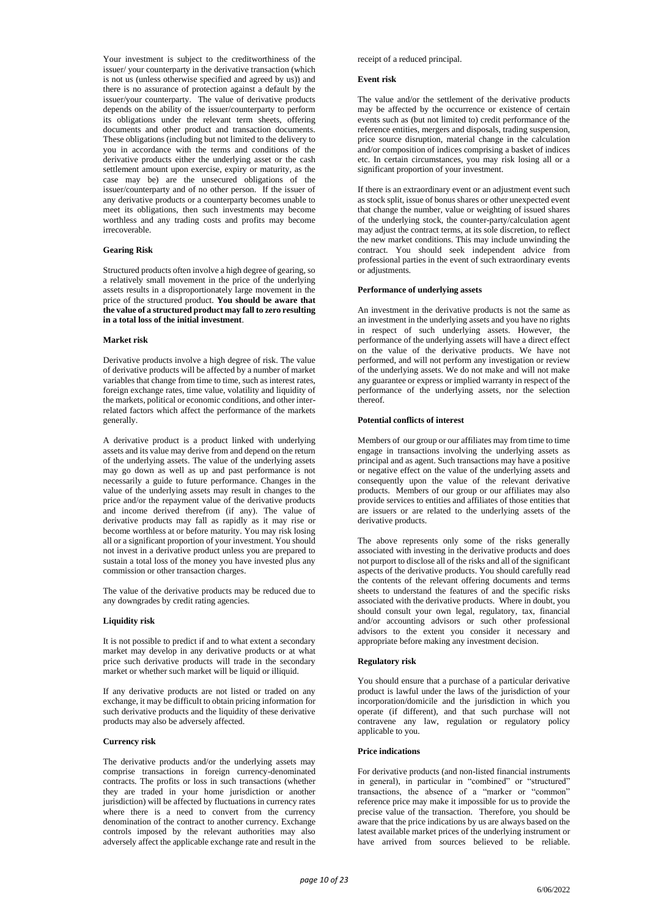Your investment is subject to the creditworthiness of the issuer/ your counterparty in the derivative transaction (which is not us (unless otherwise specified and agreed by us)) and there is no assurance of protection against a default by the issuer/your counterparty. The value of derivative products depends on the ability of the issuer/counterparty to perform its obligations under the relevant term sheets, offering documents and other product and transaction documents. These obligations (including but not limited to the delivery to you in accordance with the terms and conditions of the derivative products either the underlying asset or the cash settlement amount upon exercise, expiry or maturity, as the case may be) are the unsecured obligations of the issuer/counterparty and of no other person. If the issuer of any derivative products or a counterparty becomes unable to meet its obligations, then such investments may become worthless and any trading costs and profits may become irrecoverable.

**Gearing Risk**

Structured products often involve a high degree of gearing, so a relatively small movement in the price of the underlying assets results in a disproportionately large movement in the price of the structured product. **You should be aware that the value of a structured product may fall to zero resulting in a total loss of the initial investment**.

**Market risk**

Derivative products involve a high degree of risk. The value of derivative products will be affected by a number of market variables that change from time to time, such as interest rates, foreign exchange rates, time value, volatility and liquidity of the markets, political or economic conditions, and other inter-related factors which affect the performance of the markets generally.

A derivative product is a product linked with underlying assets and its value may derive from and depend on the return of the underlying assets. The value of the underlying assets may go down as well as up and past performance is not necessarily a guide to future performance. Changes in the value of the underlying assets may result in changes to the price and/or the repayment value of the derivative products and income derived therefrom (if any). The value of derivative products may fall as rapidly as it may rise or become worthless at or before maturity. You may risk losing all or a significant proportion of your investment. You should not invest in a derivative product unless you are prepared to sustain a total loss of the money you have invested plus any commission or other transaction charges.

The value of the derivative products may be reduced due to any downgrades by credit rating agencies.

**Liquidity risk**

It is not possible to predict if and to what extent a secondary market may develop in any derivative products or at what price such derivative products will trade in the secondary market or whether such market will be liquid or illiquid.

If any derivative products are not listed or traded on any exchange, it may be difficult to obtain pricing information for such derivative products and the liquidity of these derivative products may also be adversely affected.

**Currency risk**

The derivative products and/or the underlying assets may comprise transactions in foreign currency-denominated contracts. The profits or loss in such transactions (whether they are traded in your home jurisdiction or another jurisdiction) will be affected by fluctuations in currency rates where there is a need to convert from the currency denomination of the contract to another currency. Exchange controls imposed by the relevant authorities may also adversely affect the applicable exchange rate and result in the receipt of a reduced principal.

**Event risk**

The value and/or the settlement of the derivative products may be affected by the occurrence or existence of certain events such as (but not limited to) credit performance of the reference entities, mergers and disposals, trading suspension, price source disruption, material change in the calculation and/or composition of indices comprising a basket of indices etc. In certain circumstances, you may risk losing all or a significant proportion of your investment.

If there is an extraordinary event or an adjustment event such as stock split, issue of bonus shares or other unexpected event that change the number, value or weighting of issued shares of the underlying stock, the counter-party/calculation agent may adjust the contract terms, at its sole discretion, to reflect the new market conditions. This may include unwinding the contract. You should seek independent advice from professional parties in the event of such extraordinary events or adjustments.

**Performance of underlying assets**

An investment in the derivative products is not the same as an investment in the underlying assets and you have no rights in respect of such underlying assets. However, the performance of the underlying assets will have a direct effect on the value of the derivative products. We have not performed, and will not perform any investigation or review of the underlying assets. We do not make and will not make any guarantee or express or implied warranty in respect of the performance of the underlying assets, nor the selection thereof.

**Potential conflicts of interest**

Members of our group or our affiliates may from time to time engage in transactions involving the underlying assets as principal and as agent. Such transactions may have a positive or negative effect on the value of the underlying assets and consequently upon the value of the relevant derivative products. Members of our group or our affiliates may also provide services to entities and affiliates of those entities that are issuers or are related to the underlying assets of the derivative products.

The above represents only some of the risks generally associated with investing in the derivative products and does not purport to disclose all of the risks and all of the significant aspects of the derivative products. You should carefully read the contents of the relevant offering documents and terms sheets to understand the features of and the specific risks associated with the derivative products. Where in doubt, you should consult your own legal, regulatory, tax, financial and/or accounting advisors or such other professional advisors to the extent you consider it necessary and appropriate before making any investment decision.

**Regulatory risk**

You should ensure that a purchase of a particular derivative product is lawful under the laws of the jurisdiction of your incorporation/domicile and the jurisdiction in which you operate (if different), and that such purchase will not contravene any law, regulation or regulatory policy applicable to you.

**Price indications**

For derivative products (and non-listed financial instruments in general), in particular in "combined" or "structured" transactions, the absence of a "marker or "common" reference price may make it impossible for us to provide the precise value of the transaction. Therefore, you should be aware that the price indications by us are always based on the latest available market prices of the underlying instrument or have arrived from sources believed to be reliable.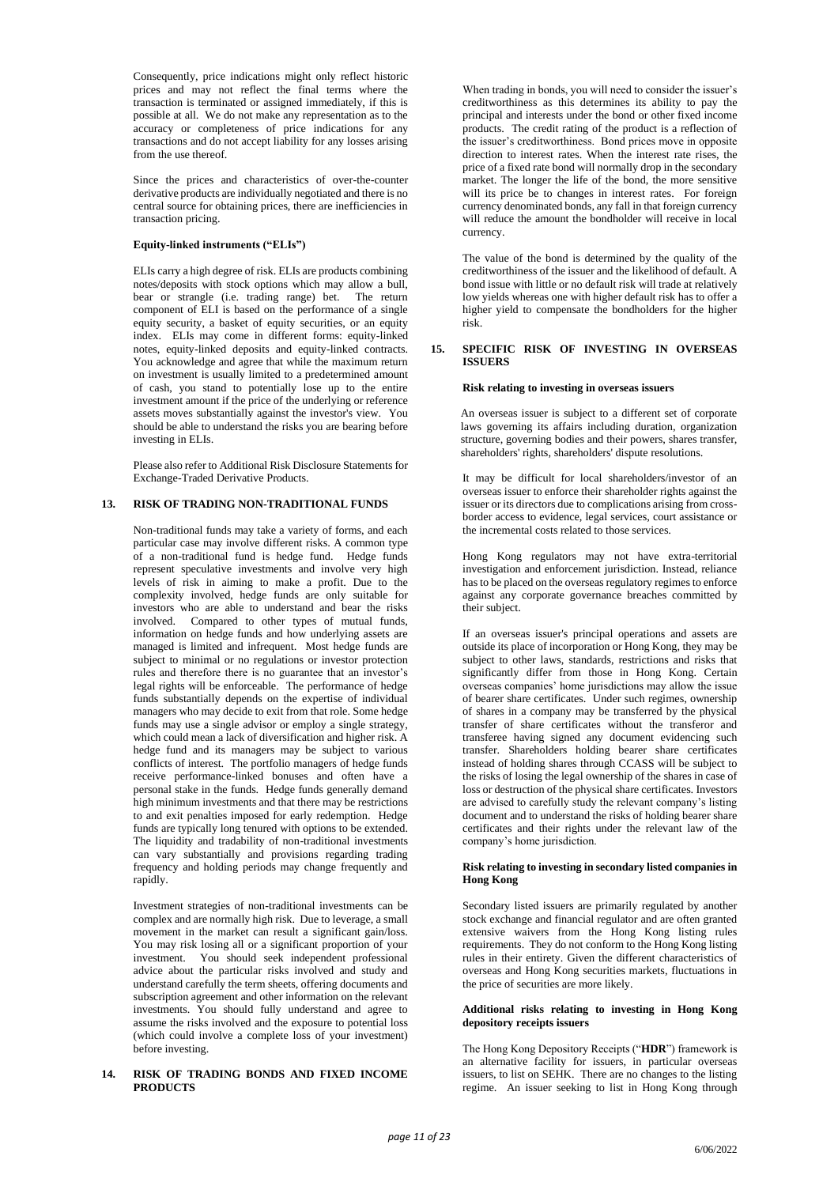Consequently, price indications might only reflect historic prices and may not reflect the final terms where the transaction is terminated or assigned immediately, if this is possible at all. We do not make any representation as to the accuracy or completeness of price indications for any transactions and do not accept liability for any losses arising from the use thereof.

Since the prices and characteristics of over-the-counter derivative products are individually negotiated and there is no central source for obtaining prices, there are inefficiencies in transaction pricing.

**Equity-linked instruments ("ELIs")**

ELIs carry a high degree of risk. ELIs are products combining notes/deposits with stock options which may allow a bull, bear or strangle (i.e. trading range) bet. The return component of ELI is based on the performance of a single equity security, a basket of equity securities, or an equity index. ELIs may come in different forms: equity-linked notes, equity-linked deposits and equity-linked contracts. You acknowledge and agree that while the maximum return on investment is usually limited to a predetermined amount of cash, you stand to potentially lose up to the entire investment amount if the price of the underlying or reference assets moves substantially against the investor's view. You should be able to understand the risks you are bearing before investing in ELIs.

Please also refer to Additional Risk Disclosure Statements for Exchange-Traded Derivative Products.

## 13. RISK OF TRADING NON-TRADITIONAL FUNDS

Non-traditional funds may take a variety of forms, and each particular case may involve different risks. A common type of a non-traditional fund is hedge fund. Hedge funds represent speculative investments and involve very high levels of risk in aiming to make a profit. Due to the complexity involved, hedge funds are only suitable for investors who are able to understand and bear the risks involved. Compared to other types of mutual funds, information on hedge funds and how underlying assets are managed is limited and infrequent. Most hedge funds are subject to minimal or no regulations or investor protection rules and therefore there is no guarantee that an investor's legal rights will be enforceable. The performance of hedge funds substantially depends on the expertise of individual managers who may decide to exit from that role. Some hedge funds may use a single advisor or employ a single strategy, which could mean a lack of diversification and higher risk. A hedge fund and its managers may be subject to various conflicts of interest. The portfolio managers of hedge funds receive performance-linked bonuses and often have a personal stake in the funds. Hedge funds generally demand high minimum investments and that there may be restrictions to and exit penalties imposed for early redemption. Hedge funds are typically long tenured with options to be extended. The liquidity and tradability of non-traditional investments can vary substantially and provisions regarding trading frequency and holding periods may change frequently and rapidly.

Investment strategies of non-traditional investments can be complex and are normally high risk. Due to leverage, a small movement in the market can result a significant gain/loss. You may risk losing all or a significant proportion of your investment. You should seek independent professional advice about the particular risks involved and study and understand carefully the term sheets, offering documents and subscription agreement and other information on the relevant investments. You should fully understand and agree to assume the risks involved and the exposure to potential loss (which could involve a complete loss of your investment) before investing.

## 14. RISK OF TRADING BONDS AND FIXED INCOME PRODUCTS

When trading in bonds, you will need to consider the issuer's creditworthiness as this determines its ability to pay the principal and interests under the bond or other fixed income products. The credit rating of the product is a reflection of the issuer's creditworthiness. Bond prices move in opposite direction to interest rates. When the interest rate rises, the price of a fixed rate bond will normally drop in the secondary market. The longer the life of the bond, the more sensitive will its price be to changes in interest rates. For foreign currency denominated bonds, any fall in that foreign currency will reduce the amount the bondholder will receive in local currency.

The value of the bond is determined by the quality of the creditworthiness of the issuer and the likelihood of default. A bond issue with little or no default risk will trade at relatively low yields whereas one with higher default risk has to offer a higher yield to compensate the bondholders for the higher risk.

## 15. SPECIFIC RISK OF INVESTING IN OVERSEAS ISSUERS

**Risk relating to investing in overseas issuers**

An overseas issuer is subject to a different set of corporate laws governing its affairs including duration, organization structure, governing bodies and their powers, shares transfer, shareholders' rights, shareholders' dispute resolutions.

It may be difficult for local shareholders/investor of an overseas issuer to enforce their shareholder rights against the issuer or its directors due to complications arising from cross-border access to evidence, legal services, court assistance or the incremental costs related to those services.

Hong Kong regulators may not have extra-territorial investigation and enforcement jurisdiction. Instead, reliance has to be placed on the overseas regulatory regimes to enforce against any corporate governance breaches committed by their subject.

If an overseas issuer's principal operations and assets are outside its place of incorporation or Hong Kong, they may be subject to other laws, standards, restrictions and risks that significantly differ from those in Hong Kong. Certain overseas companies' home jurisdictions may allow the issue of bearer share certificates. Under such regimes, ownership of shares in a company may be transferred by the physical transfer of share certificates without the transferor and transferee having signed any document evidencing such transfer. Shareholders holding bearer share certificates instead of holding shares through CCASS will be subject to the risks of losing the legal ownership of the shares in case of loss or destruction of the physical share certificates. Investors are advised to carefully study the relevant company's listing document and to understand the risks of holding bearer share certificates and their rights under the relevant law of the company's home jurisdiction.

**Risk relating to investing in secondary listed companies in Hong Kong**

Secondary listed issuers are primarily regulated by another stock exchange and financial regulator and are often granted extensive waivers from the Hong Kong listing rules requirements. They do not conform to the Hong Kong listing rules in their entirety. Given the different characteristics of overseas and Hong Kong securities markets, fluctuations in the price of securities are more likely.

**Additional risks relating to investing in Hong Kong depository receipts issuers**

The Hong Kong Depository Receipts ("**HDR**") framework is an alternative facility for issuers, in particular overseas issuers, to list on SEHK. There are no changes to the listing regime. An issuer seeking to list in Hong Kong through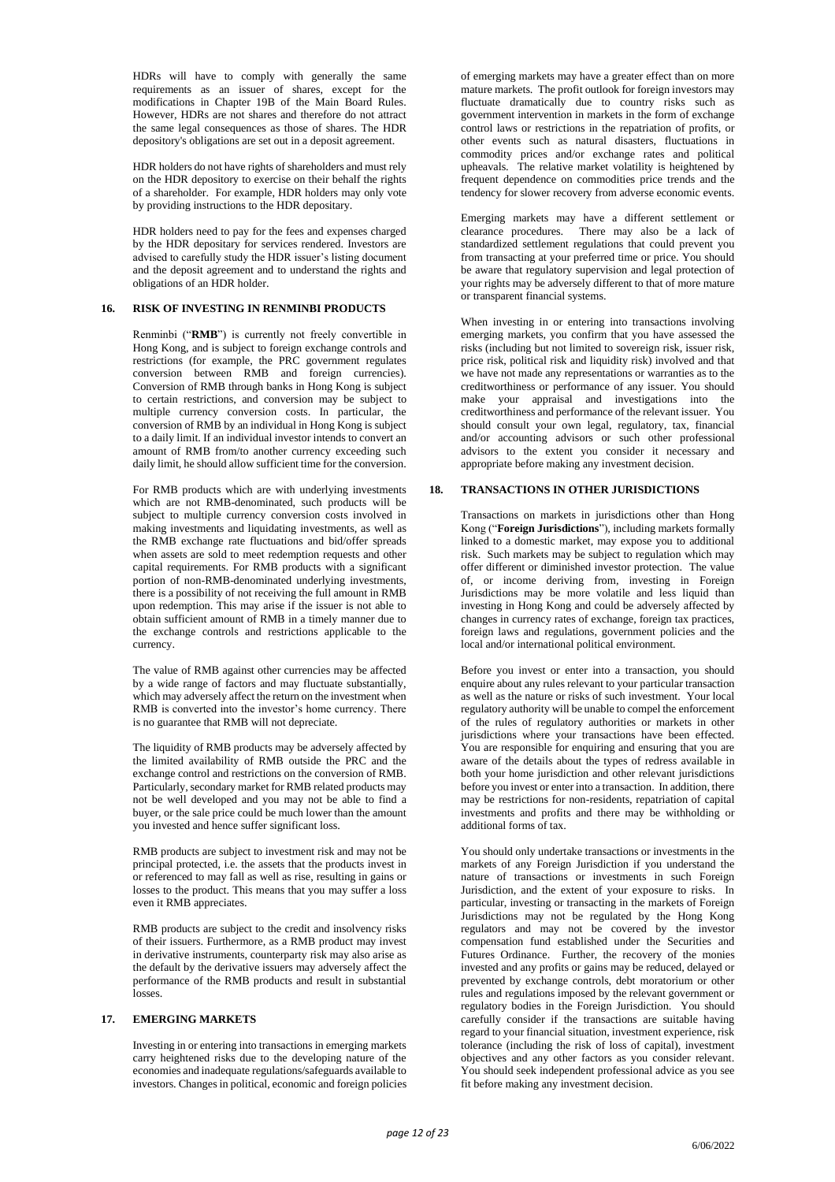HDRs will have to comply with generally the same requirements as an issuer of shares, except for the modifications in Chapter 19B of the Main Board Rules. However, HDRs are not shares and therefore do not attract the same legal consequences as those of shares. The HDR depository's obligations are set out in a deposit agreement.

HDR holders do not have rights of shareholders and must rely on the HDR depository to exercise on their behalf the rights of a shareholder. For example, HDR holders may only vote by providing instructions to the HDR depositary.

HDR holders need to pay for the fees and expenses charged by the HDR depositary for services rendered. Investors are advised to carefully study the HDR issuer's listing document and the deposit agreement and to understand the rights and obligations of an HDR holder.

## 16. RISK OF INVESTING IN RENMINBI PRODUCTS

Renminbi ("**RMB**") is currently not freely convertible in Hong Kong, and is subject to foreign exchange controls and restrictions (for example, the PRC government regulates conversion between RMB and foreign currencies). Conversion of RMB through banks in Hong Kong is subject to certain restrictions, and conversion may be subject to multiple currency conversion costs. In particular, the conversion of RMB by an individual in Hong Kong is subject to a daily limit. If an individual investor intends to convert an amount of RMB from/to another currency exceeding such daily limit, he should allow sufficient time for the conversion.

For RMB products which are with underlying investments which are not RMB-denominated, such products will be subject to multiple currency conversion costs involved in making investments and liquidating investments, as well as the RMB exchange rate fluctuations and bid/offer spreads when assets are sold to meet redemption requests and other capital requirements. For RMB products with a significant portion of non-RMB-denominated underlying investments, there is a possibility of not receiving the full amount in RMB upon redemption. This may arise if the issuer is not able to obtain sufficient amount of RMB in a timely manner due to the exchange controls and restrictions applicable to the currency.

The value of RMB against other currencies may be affected by a wide range of factors and may fluctuate substantially, which may adversely affect the return on the investment when RMB is converted into the investor's home currency. There is no guarantee that RMB will not depreciate.

The liquidity of RMB products may be adversely affected by the limited availability of RMB outside the PRC and the exchange control and restrictions on the conversion of RMB. Particularly, secondary market for RMB related products may not be well developed and you may not be able to find a buyer, or the sale price could be much lower than the amount you invested and hence suffer significant loss.

RMB products are subject to investment risk and may not be principal protected, i.e. the assets that the products invest in or referenced to may fall as well as rise, resulting in gains or losses to the product. This means that you may suffer a loss even it RMB appreciates.

RMB products are subject to the credit and insolvency risks of their issuers. Furthermore, as a RMB product may invest in derivative instruments, counterparty risk may also arise as the default by the derivative issuers may adversely affect the performance of the RMB products and result in substantial losses.

## 17. EMERGING MARKETS

Investing in or entering into transactions in emerging markets carry heightened risks due to the developing nature of the economies and inadequate regulations/safeguards available to investors. Changes in political, economic and foreign policies of emerging markets may have a greater effect than on more mature markets. The profit outlook for foreign investors may fluctuate dramatically due to country risks such as government intervention in markets in the form of exchange control laws or restrictions in the repatriation of profits, or other events such as natural disasters, fluctuations in commodity prices and/or exchange rates and political upheavals. The relative market volatility is heightened by frequent dependence on commodities price trends and the tendency for slower recovery from adverse economic events.

Emerging markets may have a different settlement or clearance procedures. There may also be a lack of standardized settlement regulations that could prevent you from transacting at your preferred time or price. You should be aware that regulatory supervision and legal protection of your rights may be adversely different to that of more mature or transparent financial systems.

When investing in or entering into transactions involving emerging markets, you confirm that you have assessed the risks (including but not limited to sovereign risk, issuer risk, price risk, political risk and liquidity risk) involved and that we have not made any representations or warranties as to the creditworthiness or performance of any issuer. You should make your appraisal and investigations into the creditworthiness and performance of the relevant issuer. You should consult your own legal, regulatory, tax, financial and/or accounting advisors or such other professional advisors to the extent you consider it necessary and appropriate before making any investment decision.

## 18. TRANSACTIONS IN OTHER JURISDICTIONS

Transactions on markets in jurisdictions other than Hong Kong ("**Foreign Jurisdictions**"), including markets formally linked to a domestic market, may expose you to additional risk. Such markets may be subject to regulation which may offer different or diminished investor protection. The value of, or income deriving from, investing in Foreign Jurisdictions may be more volatile and less liquid than investing in Hong Kong and could be adversely affected by changes in currency rates of exchange, foreign tax practices, foreign laws and regulations, government policies and the local and/or international political environment.

Before you invest or enter into a transaction, you should enquire about any rules relevant to your particular transaction as well as the nature or risks of such investment. Your local regulatory authority will be unable to compel the enforcement of the rules of regulatory authorities or markets in other jurisdictions where your transactions have been effected. You are responsible for enquiring and ensuring that you are aware of the details about the types of redress available in both your home jurisdiction and other relevant jurisdictions before you invest or enter into a transaction. In addition, there may be restrictions for non-residents, repatriation of capital investments and profits and there may be withholding or additional forms of tax.

You should only undertake transactions or investments in the markets of any Foreign Jurisdiction if you understand the nature of transactions or investments in such Foreign Jurisdiction, and the extent of your exposure to risks. In particular, investing or transacting in the markets of Foreign Jurisdictions may not be regulated by the Hong Kong regulators and may not be covered by the investor compensation fund established under the Securities and Futures Ordinance. Further, the recovery of the monies invested and any profits or gains may be reduced, delayed or prevented by exchange controls, debt moratorium or other rules and regulations imposed by the relevant government or regulatory bodies in the Foreign Jurisdiction. You should carefully consider if the transactions are suitable having regard to your financial situation, investment experience, risk tolerance (including the risk of loss of capital), investment objectives and any other factors as you consider relevant. You should seek independent professional advice as you see fit before making any investment decision.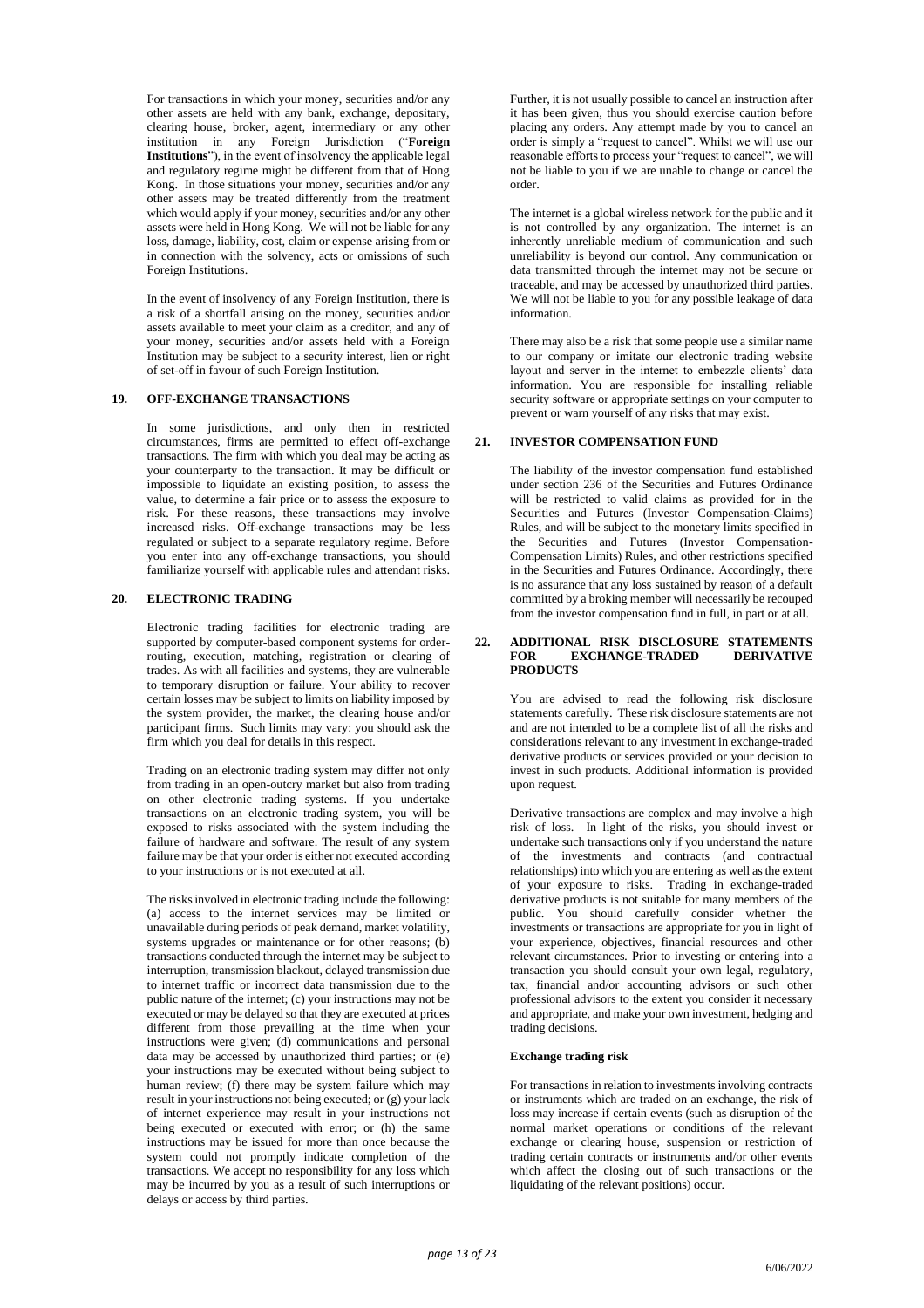For transactions in which your money, securities and/or any other assets are held with any bank, exchange, depositary, clearing house, broker, agent, intermediary or any other institution in any Foreign Jurisdiction ("**Foreign Institutions**"), in the event of insolvency the applicable legal and regulatory regime might be different from that of Hong Kong. In those situations your money, securities and/or any other assets may be treated differently from the treatment which would apply if your money, securities and/or any other assets were held in Hong Kong. We will not be liable for any loss, damage, liability, cost, claim or expense arising from or in connection with the solvency, acts or omissions of such Foreign Institutions.

In the event of insolvency of any Foreign Institution, there is a risk of a shortfall arising on the money, securities and/or assets available to meet your claim as a creditor, and any of your money, securities and/or assets held with a Foreign Institution may be subject to a security interest, lien or right of set-off in favour of such Foreign Institution.

## 19. OFF-EXCHANGE TRANSACTIONS

In some jurisdictions, and only then in restricted circumstances, firms are permitted to effect off-exchange transactions. The firm with which you deal may be acting as your counterparty to the transaction. It may be difficult or impossible to liquidate an existing position, to assess the value, to determine a fair price or to assess the exposure to risk. For these reasons, these transactions may involve increased risks. Off-exchange transactions may be less regulated or subject to a separate regulatory regime. Before you enter into any off-exchange transactions, you should familiarize yourself with applicable rules and attendant risks.

## 20. ELECTRONIC TRADING

Electronic trading facilities for electronic trading are supported by computer-based component systems for order-routing, execution, matching, registration or clearing of trades. As with all facilities and systems, they are vulnerable to temporary disruption or failure. Your ability to recover certain losses may be subject to limits on liability imposed by the system provider, the market, the clearing house and/or participant firms. Such limits may vary: you should ask the firm which you deal for details in this respect.

Trading on an electronic trading system may differ not only from trading in an open-outcry market but also from trading on other electronic trading systems. If you undertake transactions on an electronic trading system, you will be exposed to risks associated with the system including the failure of hardware and software. The result of any system failure may be that your order is either not executed according to your instructions or is not executed at all.

The risks involved in electronic trading include the following: (a) access to the internet services may be limited or unavailable during periods of peak demand, market volatility, systems upgrades or maintenance or for other reasons; (b) transactions conducted through the internet may be subject to interruption, transmission blackout, delayed transmission due to internet traffic or incorrect data transmission due to the public nature of the internet; (c) your instructions may not be executed or may be delayed so that they are executed at prices different from those prevailing at the time when your instructions were given; (d) communications and personal data may be accessed by unauthorized third parties; or (e) your instructions may be executed without being subject to human review; (f) there may be system failure which may result in your instructions not being executed; or (g) your lack of internet experience may result in your instructions not being executed or executed with error; or (h) the same instructions may be issued for more than once because the system could not promptly indicate completion of the transactions. We accept no responsibility for any loss which may be incurred by you as a result of such interruptions or delays or access by third parties.

Further, it is not usually possible to cancel an instruction after it has been given, thus you should exercise caution before placing any orders. Any attempt made by you to cancel an order is simply a "request to cancel". Whilst we will use our reasonable efforts to process your "request to cancel", we will not be liable to you if we are unable to change or cancel the order.

The internet is a global wireless network for the public and it is not controlled by any organization. The internet is an inherently unreliable medium of communication and such unreliability is beyond our control. Any communication or data transmitted through the internet may not be secure or traceable, and may be accessed by unauthorized third parties. We will not be liable to you for any possible leakage of data information.

There may also be a risk that some people use a similar name to our company or imitate our electronic trading website layout and server in the internet to embezzle clients' data information. You are responsible for installing reliable security software or appropriate settings on your computer to prevent or warn yourself of any risks that may exist.

## 21. INVESTOR COMPENSATION FUND

The liability of the investor compensation fund established under section 236 of the Securities and Futures Ordinance will be restricted to valid claims as provided for in the Securities and Futures (Investor Compensation-Claims) Rules, and will be subject to the monetary limits specified in the Securities and Futures (Investor Compensation-Compensation Limits) Rules, and other restrictions specified in the Securities and Futures Ordinance. Accordingly, there is no assurance that any loss sustained by reason of a default committed by a broking member will necessarily be recouped from the investor compensation fund in full, in part or at all.

## 22. ADDITIONAL RISK DISCLOSURE STATEMENTS FOR EXCHANGE-TRADED DERIVATIVE PRODUCTS

You are advised to read the following risk disclosure statements carefully. These risk disclosure statements are not and are not intended to be a complete list of all the risks and considerations relevant to any investment in exchange-traded derivative products or services provided or your decision to invest in such products. Additional information is provided upon request.

Derivative transactions are complex and may involve a high risk of loss. In light of the risks, you should invest or undertake such transactions only if you understand the nature of the investments and contracts (and contractual relationships) into which you are entering as well as the extent of your exposure to risks. Trading in exchange-traded derivative products is not suitable for many members of the public. You should carefully consider whether the investments or transactions are appropriate for you in light of your experience, objectives, financial resources and other relevant circumstances. Prior to investing or entering into a transaction you should consult your own legal, regulatory, tax, financial and/or accounting advisors or such other professional advisors to the extent you consider it necessary and appropriate, and make your own investment, hedging and trading decisions.

**Exchange trading risk**

For transactions in relation to investments involving contracts or instruments which are traded on an exchange, the risk of loss may increase if certain events (such as disruption of the normal market operations or conditions of the relevant exchange or clearing house, suspension or restriction of trading certain contracts or instruments and/or other events which affect the closing out of such transactions or the liquidating of the relevant positions) occur.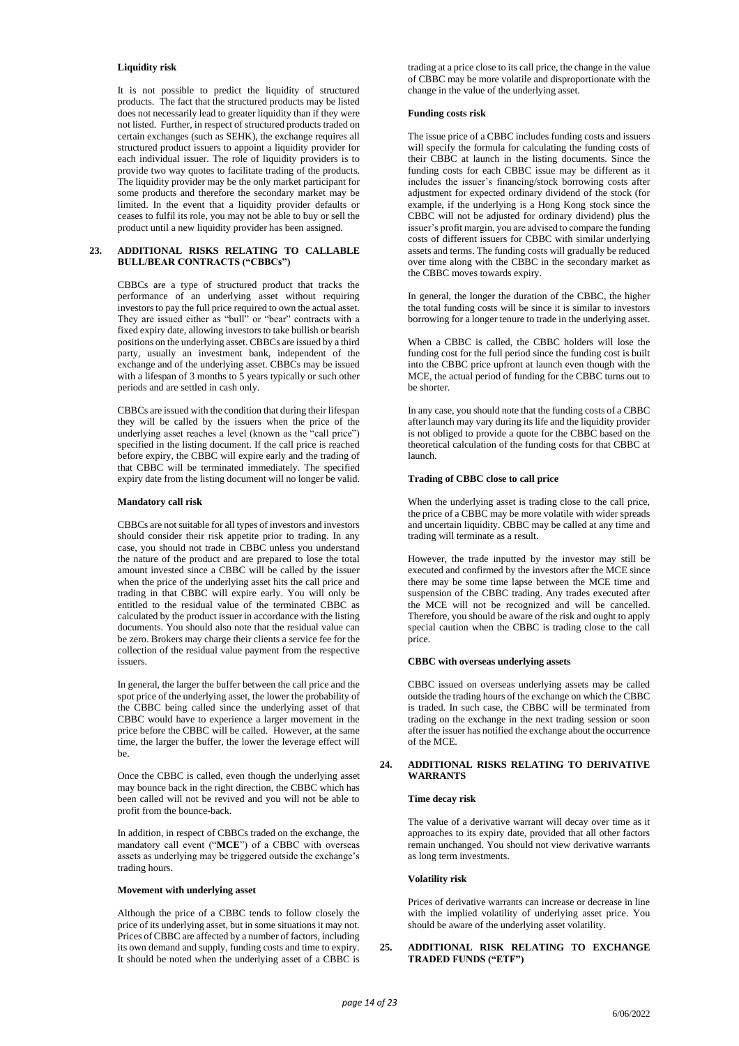#### Liquidity risk

It is not possible to predict the liquidity of structured products. The fact that the structured products may be listed does not necessarily lead to greater liquidity than if they were not listed. Further, in respect of structured products traded on certain exchanges (such as SEHK), the exchange requires all structured product issuers to appoint a liquidity provider for each individual issuer. The role of liquidity providers is to provide two way quotes to facilitate trading of the products. The liquidity provider may be the only market participant for some products and therefore the secondary market may be limited. In the event that a liquidity provider defaults or ceases to fulfil its role, you may not be able to buy or sell the product until a new liquidity provider has been assigned.

### 23. ADDITIONAL RISKS RELATING TO CALLABLE BULL/BEAR CONTRACTS ("CBBCs")

CBBCs are a type of structured product that tracks the performance of an underlying asset without requiring investors to pay the full price required to own the actual asset. They are issued either as "bull" or "bear" contracts with a fixed expiry date, allowing investors to take bullish or bearish positions on the underlying asset. CBBCs are issued by a third party, usually an investment bank, independent of the exchange and of the underlying asset. CBBCs may be issued with a lifespan of 3 months to 5 years typically or such other periods and are settled in cash only.

CBBCs are issued with the condition that during their lifespan they will be called by the issuers when the price of the underlying asset reaches a level (known as the "call price") specified in the listing document. If the call price is reached before expiry, the CBBC will expire early and the trading of that CBBC will be terminated immediately. The specified expiry date from the listing document will no longer be valid.

#### Mandatory call risk

CBBCs are not suitable for all types of investors and investors should consider their risk appetite prior to trading. In any case, you should not trade in CBBC unless you understand the nature of the product and are prepared to lose the total amount invested since a CBBC will be called by the issuer when the price of the underlying asset hits the call price and trading in that CBBC will expire early. You will only be entitled to the residual value of the terminated CBBC as calculated by the product issuer in accordance with the listing documents. You should also note that the residual value can be zero. Brokers may charge their clients a service fee for the collection of the residual value payment from the respective issuers.

In general, the larger the buffer between the call price and the spot price of the underlying asset, the lower the probability of the CBBC being called since the underlying asset of that CBBC would have to experience a larger movement in the price before the CBBC will be called. However, at the same time, the larger the buffer, the lower the leverage effect will be.

Once the CBBC is called, even though the underlying asset may bounce back in the right direction, the CBBC which has been called will not be revived and you will not be able to profit from the bounce-back.

In addition, in respect of CBBCs traded on the exchange, the mandatory call event ("**MCE**") of a CBBC with overseas assets as underlying may be triggered outside the exchange's trading hours.

#### Movement with underlying asset

Although the price of a CBBC tends to follow closely the price of its underlying asset, but in some situations it may not. Prices of CBBC are affected by a number of factors, including its own demand and supply, funding costs and time to expiry. It should be noted when the underlying asset of a CBBC is trading at a price close to its call price, the change in the value of CBBC may be more volatile and disproportionate with the change in the value of the underlying asset.

#### Funding costs risk

The issue price of a CBBC includes funding costs and issuers will specify the formula for calculating the funding costs of their CBBC at launch in the listing documents. Since the funding costs for each CBBC issue may be different as it includes the issuer's financing/stock borrowing costs after adjustment for expected ordinary dividend of the stock (for example, if the underlying is a Hong Kong stock since the CBBC will not be adjusted for ordinary dividend) plus the issuer's profit margin, you are advised to compare the funding costs of different issuers for CBBC with similar underlying assets and terms. The funding costs will gradually be reduced over time along with the CBBC in the secondary market as the CBBC moves towards expiry.

In general, the longer the duration of the CBBC, the higher the total funding costs will be since it is similar to investors borrowing for a longer tenure to trade in the underlying asset.

When a CBBC is called, the CBBC holders will lose the funding cost for the full period since the funding cost is built into the CBBC price upfront at launch even though with the MCE, the actual period of funding for the CBBC turns out to be shorter.

In any case, you should note that the funding costs of a CBBC after launch may vary during its life and the liquidity provider is not obliged to provide a quote for the CBBC based on the theoretical calculation of the funding costs for that CBBC at launch.

#### Trading of CBBC close to call price

When the underlying asset is trading close to the call price, the price of a CBBC may be more volatile with wider spreads and uncertain liquidity. CBBC may be called at any time and trading will terminate as a result.

However, the trade inputted by the investor may still be executed and confirmed by the investors after the MCE since there may be some time lapse between the MCE time and suspension of the CBBC trading. Any trades executed after the MCE will not be recognized and will be cancelled. Therefore, you should be aware of the risk and ought to apply special caution when the CBBC is trading close to the call price.

#### CBBC with overseas underlying assets

CBBC issued on overseas underlying assets may be called outside the trading hours of the exchange on which the CBBC is traded. In such case, the CBBC will be terminated from trading on the exchange in the next trading session or soon after the issuer has notified the exchange about the occurrence of the MCE.

### 24. ADDITIONAL RISKS RELATING TO DERIVATIVE WARRANTS

#### Time decay risk

The value of a derivative warrant will decay over time as it approaches to its expiry date, provided that all other factors remain unchanged. You should not view derivative warrants as long term investments.

#### Volatility risk

Prices of derivative warrants can increase or decrease in line with the implied volatility of underlying asset price. You should be aware of the underlying asset volatility.

### 25. ADDITIONAL RISK RELATING TO EXCHANGE TRADED FUNDS ("ETF")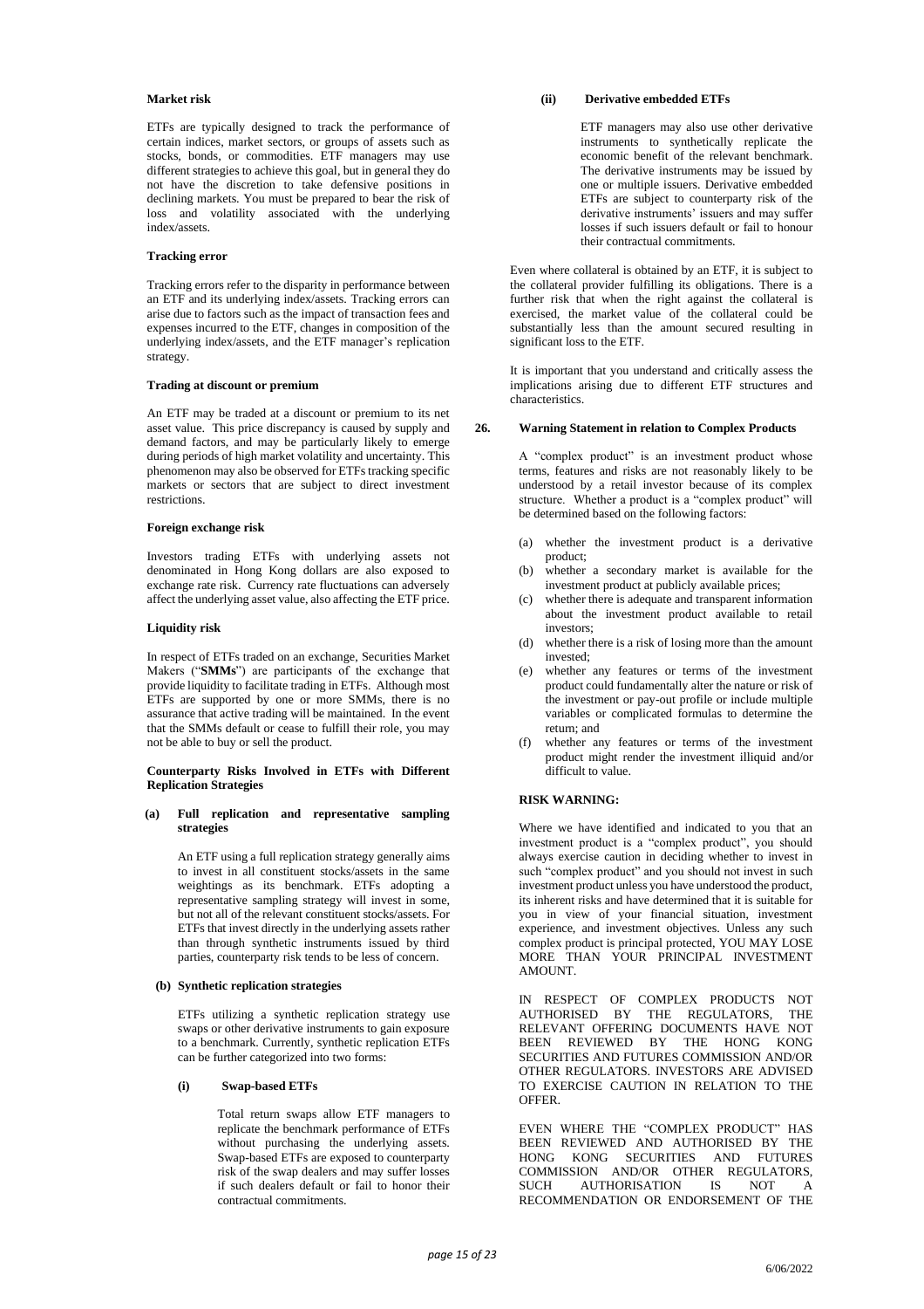#### Market risk

ETFs are typically designed to track the performance of certain indices, market sectors, or groups of assets such as stocks, bonds, or commodities. ETF managers may use different strategies to achieve this goal, but in general they do not have the discretion to take defensive positions in declining markets. You must be prepared to bear the risk of loss and volatility associated with the underlying index/assets.

#### Tracking error

Tracking errors refer to the disparity in performance between an ETF and its underlying index/assets. Tracking errors can arise due to factors such as the impact of transaction fees and expenses incurred to the ETF, changes in composition of the underlying index/assets, and the ETF manager's replication strategy.

#### Trading at discount or premium

An ETF may be traded at a discount or premium to its net asset value. This price discrepancy is caused by supply and demand factors, and may be particularly likely to emerge during periods of high market volatility and uncertainty. This phenomenon may also be observed for ETFs tracking specific markets or sectors that are subject to direct investment restrictions.

#### Foreign exchange risk

Investors trading ETFs with underlying assets not denominated in Hong Kong dollars are also exposed to exchange rate risk. Currency rate fluctuations can adversely affect the underlying asset value, also affecting the ETF price.

#### Liquidity risk

In respect of ETFs traded on an exchange, Securities Market Makers ("**SMMs**") are participants of the exchange that provide liquidity to facilitate trading in ETFs. Although most ETFs are supported by one or more SMMs, there is no assurance that active trading will be maintained. In the event that the SMMs default or cease to fulfill their role, you may not be able to buy or sell the product.

#### Counterparty Risks Involved in ETFs with Different Replication Strategies

**(a) Full replication and representative sampling strategies**

An ETF using a full replication strategy generally aims to invest in all constituent stocks/assets in the same weightings as its benchmark. ETFs adopting a representative sampling strategy will invest in some, but not all of the relevant constituent stocks/assets. For ETFs that invest directly in the underlying assets rather than through synthetic instruments issued by third parties, counterparty risk tends to be less of concern.

**(b) Synthetic replication strategies**

ETFs utilizing a synthetic replication strategy use swaps or other derivative instruments to gain exposure to a benchmark. Currently, synthetic replication ETFs can be further categorized into two forms:

**(i) Swap-based ETFs**

Total return swaps allow ETF managers to replicate the benchmark performance of ETFs without purchasing the underlying assets. Swap-based ETFs are exposed to counterparty risk of the swap dealers and may suffer losses if such dealers default or fail to honor their contractual commitments.

**(ii) Derivative embedded ETFs**

ETF managers may also use other derivative instruments to synthetically replicate the economic benefit of the relevant benchmark. The derivative instruments may be issued by one or multiple issuers. Derivative embedded ETFs are subject to counterparty risk of the derivative instruments' issuers and may suffer losses if such issuers default or fail to honour their contractual commitments.

Even where collateral is obtained by an ETF, it is subject to the collateral provider fulfilling its obligations. There is a further risk that when the right against the collateral is exercised, the market value of the collateral could be substantially less than the amount secured resulting in significant loss to the ETF.

It is important that you understand and critically assess the implications arising due to different ETF structures and characteristics.

## 26. Warning Statement in relation to Complex Products

A "complex product" is an investment product whose terms, features and risks are not reasonably likely to be understood by a retail investor because of its complex structure. Whether a product is a "complex product" will be determined based on the following factors:

(a) whether the investment product is a derivative product;
(b) whether a secondary market is available for the investment product at publicly available prices;
(c) whether there is adequate and transparent information about the investment product available to retail investors;
(d) whether there is a risk of losing more than the amount invested;
(e) whether any features or terms of the investment product could fundamentally alter the nature or risk of the investment or pay-out profile or include multiple variables or complicated formulas to determine the return; and
(f) whether any features or terms of the investment product might render the investment illiquid and/or difficult to value.

#### RISK WARNING:

Where we have identified and indicated to you that an investment product is a "complex product", you should always exercise caution in deciding whether to invest in such "complex product" and you should not invest in such investment product unless you have understood the product, its inherent risks and have determined that it is suitable for you in view of your financial situation, investment experience, and investment objectives. Unless any such complex product is principal protected, YOU MAY LOSE MORE THAN YOUR PRINCIPAL INVESTMENT AMOUNT.

IN RESPECT OF COMPLEX PRODUCTS NOT AUTHORISED BY THE REGULATORS, THE RELEVANT OFFERING DOCUMENTS HAVE NOT BEEN REVIEWED BY THE HONG KONG SECURITIES AND FUTURES COMMISSION AND/OR OTHER REGULATORS. INVESTORS ARE ADVISED TO EXERCISE CAUTION IN RELATION TO THE OFFER.

EVEN WHERE THE "COMPLEX PRODUCT" HAS BEEN REVIEWED AND AUTHORISED BY THE HONG KONG SECURITIES AND FUTURES COMMISSION AND/OR OTHER REGULATORS, SUCH AUTHORISATION IS NOT A RECOMMENDATION OR ENDORSEMENT OF THE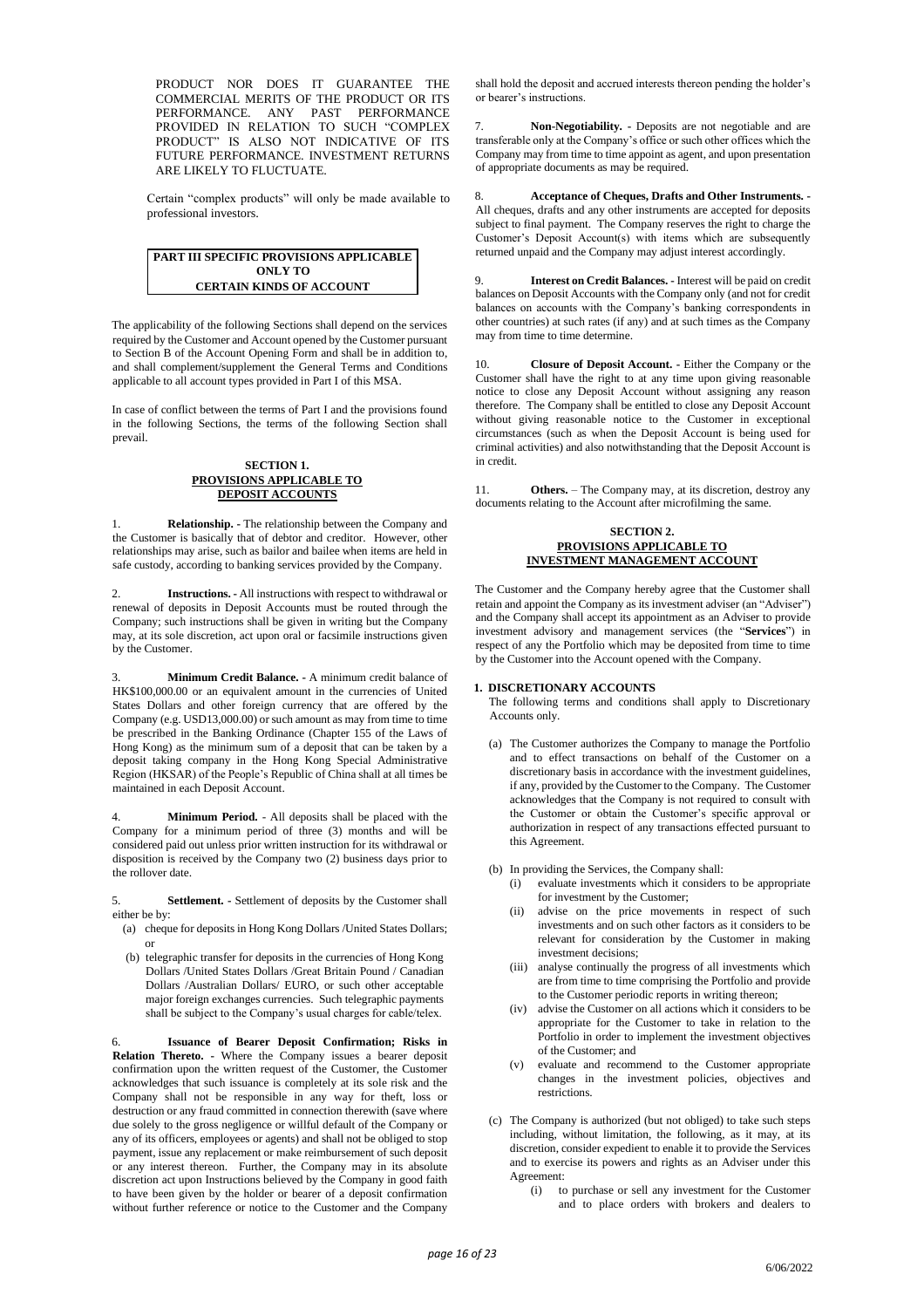PRODUCT NOR DOES IT GUARANTEE THE COMMERCIAL MERITS OF THE PRODUCT OR ITS PERFORMANCE. ANY PAST PERFORMANCE PROVIDED IN RELATION TO SUCH "COMPLEX PRODUCT" IS ALSO NOT INDICATIVE OF ITS FUTURE PERFORMANCE. INVESTMENT RETURNS ARE LIKELY TO FLUCTUATE.

Certain "complex products" will only be made available to professional investors.

## PART III SPECIFIC PROVISIONS APPLICABLE ONLY TO CERTAIN KINDS OF ACCOUNT

The applicability of the following Sections shall depend on the services required by the Customer and Account opened by the Customer pursuant to Section B of the Account Opening Form and shall be in addition to, and shall complement/supplement the General Terms and Conditions applicable to all account types provided in Part I of this MSA.

In case of conflict between the terms of Part I and the provisions found in the following Sections, the terms of the following Section shall prevail.

### SECTION 1. PROVISIONS APPLICABLE TO DEPOSIT ACCOUNTS

1. **Relationship.** - The relationship between the Company and the Customer is basically that of debtor and creditor. However, other relationships may arise, such as bailor and bailee when items are held in safe custody, according to banking services provided by the Company.

2. **Instructions.** - All instructions with respect to withdrawal or renewal of deposits in Deposit Accounts must be routed through the Company; such instructions shall be given in writing but the Company may, at its sole discretion, act upon oral or facsimile instructions given by the Customer.

3. **Minimum Credit Balance.** - A minimum credit balance of HK$100,000.00 or an equivalent amount in the currencies of United States Dollars and other foreign currency that are offered by the Company (e.g. USD13,000.00) or such amount as may from time to time be prescribed in the Banking Ordinance (Chapter 155 of the Laws of Hong Kong) as the minimum sum of a deposit that can be taken by a deposit taking company in the Hong Kong Special Administrative Region (HKSAR) of the People's Republic of China shall at all times be maintained in each Deposit Account.

4. **Minimum Period.** - All deposits shall be placed with the Company for a minimum period of three (3) months and will be considered paid out unless prior written instruction for its withdrawal or disposition is received by the Company two (2) business days prior to the rollover date.

5. **Settlement.** - Settlement of deposits by the Customer shall either be by:
   - (a) cheque for deposits in Hong Kong Dollars /United States Dollars; or
   - (b) telegraphic transfer for deposits in the currencies of Hong Kong Dollars /United States Dollars /Great Britain Pound / Canadian Dollars /Australian Dollars/ EURO, or such other acceptable major foreign exchanges currencies. Such telegraphic payments shall be subject to the Company's usual charges for cable/telex.

6. **Issuance of Bearer Deposit Confirmation; Risks in Relation Thereto.** - Where the Company issues a bearer deposit confirmation upon the written request of the Customer, the Customer acknowledges that such issuance is completely at its sole risk and the Company shall not be responsible in any way for theft, loss or destruction or any fraud committed in connection therewith (save where due solely to the gross negligence or willful default of the Company or any of its officers, employees or agents) and shall not be obliged to stop payment, issue any replacement or make reimbursement of such deposit or any interest thereon. Further, the Company may in its absolute discretion act upon Instructions believed by the Company in good faith to have been given by the holder or bearer of a deposit confirmation without further reference or notice to the Customer and the Company shall hold the deposit and accrued interests thereon pending the holder's or bearer's instructions.

7. **Non-Negotiability.** - Deposits are not negotiable and are transferable only at the Company's office or such other offices which the Company may from time to time appoint as agent, and upon presentation of appropriate documents as may be required.

8. **Acceptance of Cheques, Drafts and Other Instruments.** - All cheques, drafts and any other instruments are accepted for deposits subject to final payment. The Company reserves the right to charge the Customer's Deposit Account(s) with items which are subsequently returned unpaid and the Company may adjust interest accordingly.

9. **Interest on Credit Balances.** - Interest will be paid on credit balances on Deposit Accounts with the Company only (and not for credit balances on accounts with the Company's banking correspondents in other countries) at such rates (if any) and at such times as the Company may from time to time determine.

10. **Closure of Deposit Account.** - Either the Company or the Customer shall have the right to at any time upon giving reasonable notice to close any Deposit Account without assigning any reason therefore. The Company shall be entitled to close any Deposit Account without giving reasonable notice to the Customer in exceptional circumstances (such as when the Deposit Account is being used for criminal activities) and also notwithstanding that the Deposit Account is in credit.

11. **Others.** – The Company may, at its discretion, destroy any documents relating to the Account after microfilming the same.

### SECTION 2. PROVISIONS APPLICABLE TO INVESTMENT MANAGEMENT ACCOUNT

The Customer and the Company hereby agree that the Customer shall retain and appoint the Company as its investment adviser (an "Adviser") and the Company shall accept its appointment as an Adviser to provide investment advisory and management services (the "**Services**") in respect of any the Portfolio which may be deposited from time to time by the Customer into the Account opened with the Company.

#### 1. DISCRETIONARY ACCOUNTS

The following terms and conditions shall apply to Discretionary Accounts only.

- (a) The Customer authorizes the Company to manage the Portfolio and to effect transactions on behalf of the Customer on a discretionary basis in accordance with the investment guidelines, if any, provided by the Customer to the Company. The Customer acknowledges that the Company is not required to consult with the Customer or obtain the Customer's specific approval or authorization in respect of any transactions effected pursuant to this Agreement.

- (b) In providing the Services, the Company shall:
  - (i) evaluate investments which it considers to be appropriate for investment by the Customer;
  - (ii) advise on the price movements in respect of such investments and on such other factors as it considers to be relevant for consideration by the Customer in making investment decisions;
  - (iii) analyse continually the progress of all investments which are from time to time comprising the Portfolio and provide to the Customer periodic reports in writing thereon;
  - (iv) advise the Customer on all actions which it considers to be appropriate for the Customer to take in relation to the Portfolio in order to implement the investment objectives of the Customer; and
  - (v) evaluate and recommend to the Customer appropriate changes in the investment policies, objectives and restrictions.

- (c) The Company is authorized (but not obliged) to take such steps including, without limitation, the following, as it may, at its discretion, consider expedient to enable it to provide the Services and to exercise its powers and rights as an Adviser under this Agreement:
  - (i) to purchase or sell any investment for the Customer and to place orders with brokers and dealers to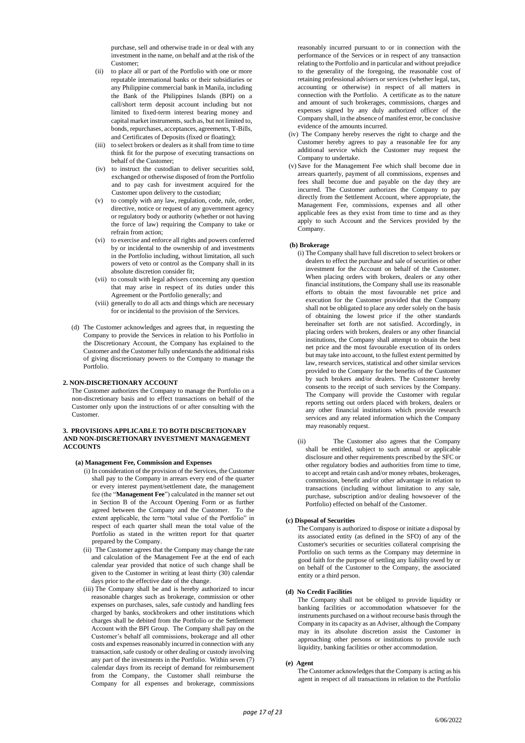purchase, sell and otherwise trade in or deal with any investment in the name, on behalf and at the risk of the Customer;

(ii) to place all or part of the Portfolio with one or more reputable international banks or their subsidiaries or any Philippine commercial bank in Manila, including the Bank of the Philippines Islands (BPI) on a call/short term deposit account including but not limited to fixed-term interest bearing money and capital market instruments, such as, but not limited to, bonds, repurchases, acceptances, agreements, T-Bills, and Certificates of Deposits (fixed or floating);

(iii) to select brokers or dealers as it shall from time to time think fit for the purpose of executing transactions on behalf of the Customer;

(iv) to instruct the custodian to deliver securities sold, exchanged or otherwise disposed of from the Portfolio and to pay cash for investment acquired for the Customer upon delivery to the custodian;

(v) to comply with any law, regulation, code, rule, order, directive, notice or request of any government agency or regulatory body or authority (whether or not having the force of law) requiring the Company to take or refrain from action;

(vi) to exercise and enforce all rights and powers conferred by or incidental to the ownership of and investments in the Portfolio including, without limitation, all such powers of veto or control as the Company shall in its absolute discretion consider fit;

(vii) to consult with legal advisers concerning any question that may arise in respect of its duties under this Agreement or the Portfolio generally; and

(viii) generally to do all acts and things which are necessary for or incidental to the provision of the Services.

(d) The Customer acknowledges and agrees that, in requesting the Company to provide the Services in relation to his Portfolio in the Discretionary Account, the Company has explained to the Customer and the Customer fully understands the additional risks of giving discretionary powers to the Company to manage the Portfolio.

**2. NON-DISCRETIONARY ACCOUNT**

The Customer authorizes the Company to manage the Portfolio on a non-discretionary basis and to effect transactions on behalf of the Customer only upon the instructions of or after consulting with the Customer.

**3. PROVISIONS APPLICABLE TO BOTH DISCRETIONARY AND NON-DISCRETIONARY INVESTMENT MANAGEMENT ACCOUNTS**

**(a) Management Fee, Commission and Expenses**

(i) In consideration of the provision of the Services, the Customer shall pay to the Company in arrears every end of the quarter or every interest payment/settlement date, the management fee (the "**Management Fee**") calculated in the manner set out in Section B of the Account Opening Form or as further agreed between the Company and the Customer. To the extent applicable, the term "total value of the Portfolio" in respect of each quarter shall mean the total value of the Portfolio as stated in the written report for that quarter prepared by the Company.

(ii) The Customer agrees that the Company may change the rate and calculation of the Management Fee at the end of each calendar year provided that notice of such change shall be given to the Customer in writing at least thirty (30) calendar days prior to the effective date of the change.

(iii) The Company shall be and is hereby authorized to incur reasonable charges such as brokerage, commission or other expenses on purchases, sales, safe custody and handling fees charged by banks, stockbrokers and other institutions which charges shall be debited from the Portfolio or the Settlement Account with the BPI Group. The Company shall pay on the Customer's behalf all commissions, brokerage and all other costs and expenses reasonably incurred in connection with any transaction, safe custody or other dealing or custody involving any part of the investments in the Portfolio. Within seven (7) calendar days from its receipt of demand for reimbursement from the Company, the Customer shall reimburse the Company for all expenses and brokerage, commissions reasonably incurred pursuant to or in connection with the performance of the Services or in respect of any transaction relating to the Portfolio and in particular and without prejudice to the generality of the foregoing, the reasonable cost of retaining professional advisers or services (whether legal, tax, accounting or otherwise) in respect of all matters in connection with the Portfolio. A certificate as to the nature and amount of such brokerages, commissions, charges and expenses signed by any duly authorized officer of the Company shall, in the absence of manifest error, be conclusive evidence of the amounts incurred.

(iv) The Company hereby reserves the right to charge and the Customer hereby agrees to pay a reasonable fee for any additional service which the Customer may request the Company to undertake.

(v) Save for the Management Fee which shall become due in arrears quarterly, payment of all commissions, expenses and fees shall become due and payable on the day they are incurred. The Customer authorizes the Company to pay directly from the Settlement Account, where appropriate, the Management Fee, commissions, expenses and all other applicable fees as they exist from time to time and as they apply to such Account and the Services provided by the Company.

**(b) Brokerage**

(i) The Company shall have full discretion to select brokers or dealers to effect the purchase and sale of securities or other investment for the Account on behalf of the Customer. When placing orders with brokers, dealers or any other financial institutions, the Company shall use its reasonable efforts to obtain the most favourable net price and execution for the Customer provided that the Company shall not be obligated to place any order solely on the basis of obtaining the lowest price if the other standards hereinafter set forth are not satisfied. Accordingly, in placing orders with brokers, dealers or any other financial institutions, the Company shall attempt to obtain the best net price and the most favourable execution of its orders but may take into account, to the fullest extent permitted by law, research services, statistical and other similar services provided to the Company for the benefits of the Customer by such brokers and/or dealers. The Customer hereby consents to the receipt of such services by the Company. The Company will provide the Customer with regular reports setting out orders placed with brokers, dealers or any other financial institutions which provide research services and any related information which the Company may reasonably request.

(ii) The Customer also agrees that the Company shall be entitled, subject to such annual or applicable disclosure and other requirements prescribed by the SFC or other regulatory bodies and authorities from time to time, to accept and retain cash and/or money rebates, brokerages, commission, benefit and/or other advantage in relation to transactions (including without limitation to any sale, purchase, subscription and/or dealing howsoever of the Portfolio) effected on behalf of the Customer.

**(c) Disposal of Securities**

The Company is authorized to dispose or initiate a disposal by its associated entity (as defined in the SFO) of any of the Customer's securities or securities collateral comprising the Portfolio on such terms as the Company may determine in good faith for the purpose of settling any liability owed by or on behalf of the Customer to the Company, the associated entity or a third person.

**(d) No Credit Facilities**

The Company shall not be obliged to provide liquidity or banking facilities or accommodation whatsoever for the instruments purchased on a without recourse basis through the Company in its capacity as an Adviser, although the Company may in its absolute discretion assist the Customer in approaching other persons or institutions to provide such liquidity, banking facilities or other accommodation.

**(e) Agent**

The Customer acknowledges that the Company is acting as his agent in respect of all transactions in relation to the Portfolio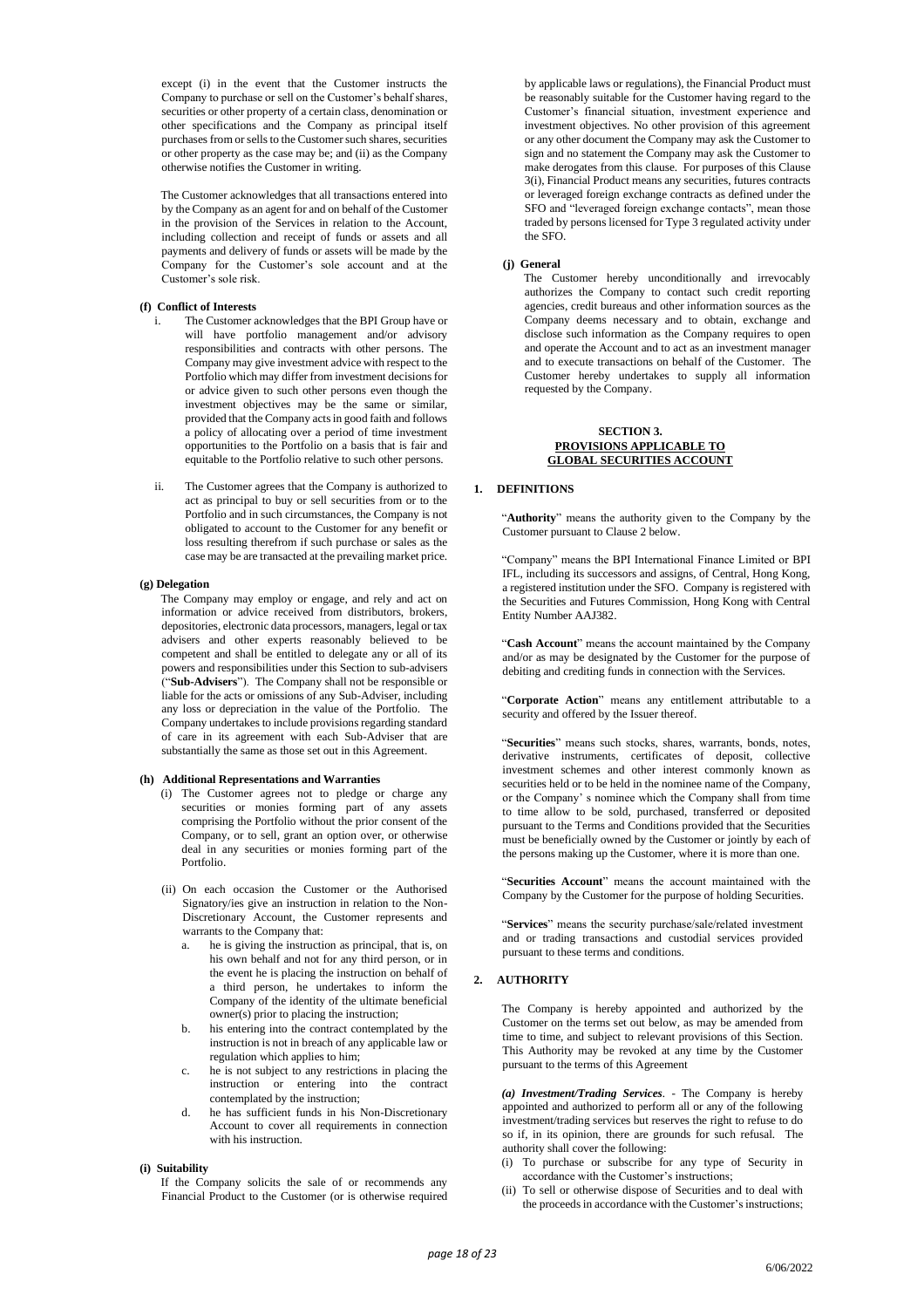except (i) in the event that the Customer instructs the Company to purchase or sell on the Customer's behalf shares, securities or other property of a certain class, denomination or other specifications and the Company as principal itself purchases from or sells to the Customer such shares, securities or other property as the case may be; and (ii) as the Company otherwise notifies the Customer in writing.

The Customer acknowledges that all transactions entered into by the Company as an agent for and on behalf of the Customer in the provision of the Services in relation to the Account, including collection and receipt of funds or assets and all payments and delivery of funds or assets will be made by the Company for the Customer's sole account and at the Customer's sole risk.

**(f) Conflict of Interests**

i. The Customer acknowledges that the BPI Group have or will have portfolio management and/or advisory responsibilities and contracts with other persons. The Company may give investment advice with respect to the Portfolio which may differ from investment decisions for or advice given to such other persons even though the investment objectives may be the same or similar, provided that the Company acts in good faith and follows a policy of allocating over a period of time investment opportunities to the Portfolio on a basis that is fair and equitable to the Portfolio relative to such other persons.

ii. The Customer agrees that the Company is authorized to act as principal to buy or sell securities from or to the Portfolio and in such circumstances, the Company is not obligated to account to the Customer for any benefit or loss resulting therefrom if such purchase or sales as the case may be are transacted at the prevailing market price.

**(g) Delegation**

The Company may employ or engage, and rely and act on information or advice received from distributors, brokers, depositories, electronic data processors, managers, legal or tax advisers and other experts reasonably believed to be competent and shall be entitled to delegate any or all of its powers and responsibilities under this Section to sub-advisers ("**Sub-Advisers**"). The Company shall not be responsible or liable for the acts or omissions of any Sub-Adviser, including any loss or depreciation in the value of the Portfolio. The Company undertakes to include provisions regarding standard of care in its agreement with each Sub-Adviser that are substantially the same as those set out in this Agreement.

**(h) Additional Representations and Warranties**

(i) The Customer agrees not to pledge or charge any securities or monies forming part of any assets comprising the Portfolio without the prior consent of the Company, or to sell, grant an option over, or otherwise deal in any securities or monies forming part of the Portfolio.

(ii) On each occasion the Customer or the Authorised Signatory/ies give an instruction in relation to the Non-Discretionary Account, the Customer represents and warrants to the Company that:

a. he is giving the instruction as principal, that is, on his own behalf and not for any third person, or in the event he is placing the instruction on behalf of a third person, he undertakes to inform the Company of the identity of the ultimate beneficial owner(s) prior to placing the instruction;

b. his entering into the contract contemplated by the instruction is not in breach of any applicable law or regulation which applies to him;

c. he is not subject to any restrictions in placing the instruction or entering into the contract contemplated by the instruction;

d. he has sufficient funds in his Non-Discretionary Account to cover all requirements in connection with his instruction.

**(i) Suitability**

If the Company solicits the sale of or recommends any Financial Product to the Customer (or is otherwise required by applicable laws or regulations), the Financial Product must be reasonably suitable for the Customer having regard to the Customer's financial situation, investment experience and investment objectives. No other provision of this agreement or any other document the Company may ask the Customer to sign and no statement the Company may ask the Customer to make derogates from this clause. For purposes of this Clause 3(i), Financial Product means any securities, futures contracts or leveraged foreign exchange contracts as defined under the SFO and "leveraged foreign exchange contacts", mean those traded by persons licensed for Type 3 regulated activity under the SFO.

**(j) General**

The Customer hereby unconditionally and irrevocably authorizes the Company to contact such credit reporting agencies, credit bureaus and other information sources as the Company deems necessary and to obtain, exchange and disclose such information as the Company requires to open and operate the Account and to act as an investment manager and to execute transactions on behalf of the Customer. The Customer hereby undertakes to supply all information requested by the Company.

## SECTION 3.
## PROVISIONS APPLICABLE TO GLOBAL SECURITIES ACCOUNT

**1. DEFINITIONS**

"**Authority**" means the authority given to the Company by the Customer pursuant to Clause 2 below.

"Company" means the BPI International Finance Limited or BPI IFL, including its successors and assigns, of Central, Hong Kong, a registered institution under the SFO. Company is registered with the Securities and Futures Commission, Hong Kong with Central Entity Number AAJ382.

"**Cash Account**" means the account maintained by the Company and/or as may be designated by the Customer for the purpose of debiting and crediting funds in connection with the Services.

"**Corporate Action**" means any entitlement attributable to a security and offered by the Issuer thereof.

"**Securities**" means such stocks, shares, warrants, bonds, notes, derivative instruments, certificates of deposit, collective investment schemes and other interest commonly known as securities held or to be held in the nominee name of the Company, or the Company' s nominee which the Company shall from time to time allow to be sold, purchased, transferred or deposited pursuant to the Terms and Conditions provided that the Securities must be beneficially owned by the Customer or jointly by each of the persons making up the Customer, where it is more than one.

"**Securities Account**" means the account maintained with the Company by the Customer for the purpose of holding Securities.

"**Services**" means the security purchase/sale/related investment and or trading transactions and custodial services provided pursuant to these terms and conditions.

**2. AUTHORITY**

The Company is hereby appointed and authorized by the Customer on the terms set out below, as may be amended from time to time, and subject to relevant provisions of this Section. This Authority may be revoked at any time by the Customer pursuant to the terms of this Agreement

***(a) Investment/Trading Services***. - The Company is hereby appointed and authorized to perform all or any of the following investment/trading services but reserves the right to refuse to do so if, in its opinion, there are grounds for such refusal. The authority shall cover the following:

(i) To purchase or subscribe for any type of Security in accordance with the Customer's instructions;

(ii) To sell or otherwise dispose of Securities and to deal with the proceeds in accordance with the Customer's instructions;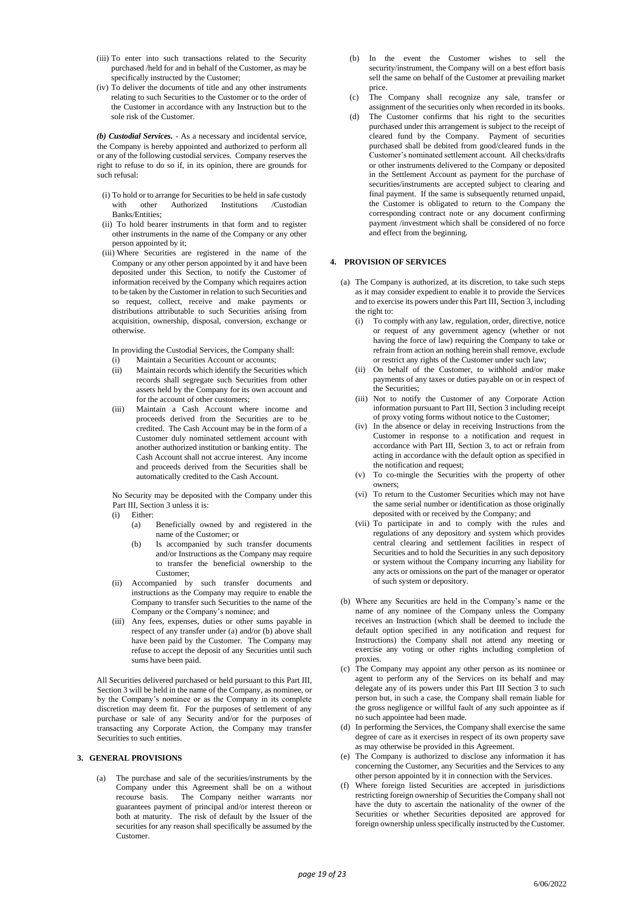(iii) To enter into such transactions related to the Security purchased /held for and in behalf of the Customer, as may be specifically instructed by the Customer;

(iv) To deliver the documents of title and any other instruments relating to such Securities to the Customer or to the order of the Customer in accordance with any Instruction but to the sole risk of the Customer.

***(b) Custodial Services.*** - As a necessary and incidental service, the Company is hereby appointed and authorized to perform all or any of the following custodial services. Company reserves the right to refuse to do so if, in its opinion, there are grounds for such refusal:

(i) To hold or to arrange for Securities to be held in safe custody with other Authorized Institutions /Custodian Banks/Entities;

(ii) To hold bearer instruments in that form and to register other instruments in the name of the Company or any other person appointed by it;

(iii) Where Securities are registered in the name of the Company or any other person appointed by it and have been deposited under this Section, to notify the Customer of information received by the Company which requires action to be taken by the Customer in relation to such Securities and so request, collect, receive and make payments or distributions attributable to such Securities arising from acquisition, ownership, disposal, conversion, exchange or otherwise.

In providing the Custodial Services, the Company shall:

(i) Maintain a Securities Account or accounts;

(ii) Maintain records which identify the Securities which records shall segregate such Securities from other assets held by the Company for its own account and for the account of other customers;

(iii) Maintain a Cash Account where income and proceeds derived from the Securities are to be credited. The Cash Account may be in the form of a Customer duly nominated settlement account with another authorized institution or banking entity. The Cash Account shall not accrue interest. Any income and proceeds derived from the Securities shall be automatically credited to the Cash Account.

No Security may be deposited with the Company under this Part III, Section 3 unless it is:

(i) Either:
   (a) Beneficially owned by and registered in the name of the Customer; or
   (b) Is accompanied by such transfer documents and/or Instructions as the Company may require to transfer the beneficial ownership to the Customer;

(ii) Accompanied by such transfer documents and instructions as the Company may require to enable the Company to transfer such Securities to the name of the Company or the Company's nominee; and

(iii) Any fees, expenses, duties or other sums payable in respect of any transfer under (a) and/or (b) above shall have been paid by the Customer. The Company may refuse to accept the deposit of any Securities until such sums have been paid.

All Securities delivered purchased or held pursuant to this Part III, Section 3 will be held in the name of the Company, as nominee, or by the Company's nominee or as the Company in its complete discretion may deem fit. For the purposes of settlement of any purchase or sale of any Security and/or for the purposes of transacting any Corporate Action, the Company may transfer Securities to such entities.

## 3. GENERAL PROVISIONS

(a) The purchase and sale of the securities/instruments by the Company under this Agreement shall be on a without recourse basis. The Company neither warrants nor guarantees payment of principal and/or interest thereon or both at maturity. The risk of default by the Issuer of the securities for any reason shall specifically be assumed by the Customer.

(b) In the event the Customer wishes to sell the security/instrument, the Company will on a best effort basis sell the same on behalf of the Customer at prevailing market price.

(c) The Company shall recognize any sale, transfer or assignment of the securities only when recorded in its books.

(d) The Customer confirms that his right to the securities purchased under this arrangement is subject to the receipt of cleared fund by the Company. Payment of securities purchased shall be debited from good/cleared funds in the Customer's nominated settlement account. All checks/drafts or other instruments delivered to the Company or deposited in the Settlement Account as payment for the purchase of securities/instruments are accepted subject to clearing and final payment. If the same is subsequently returned unpaid, the Customer is obligated to return to the Company the corresponding contract note or any document confirming payment /investment which shall be considered of no force and effect from the beginning.

## 4. PROVISION OF SERVICES

(a) The Company is authorized, at its discretion, to take such steps as it may consider expedient to enable it to provide the Services and to exercise its powers under this Part III, Section 3, including the right to:

   (i) To comply with any law, regulation, order, directive, notice or request of any government agency (whether or not having the force of law) requiring the Company to take or refrain from action an nothing herein shall remove, exclude or restrict any rights of the Customer under such law;

   (ii) On behalf of the Customer, to withhold and/or make payments of any taxes or duties payable on or in respect of the Securities;

   (iii) Not to notify the Customer of any Corporate Action information pursuant to Part III, Section 3 including receipt of proxy voting forms without notice to the Customer;

   (iv) In the absence or delay in receiving Instructions from the Customer in response to a notification and request in accordance with Part III, Section 3, to act or refrain from acting in accordance with the default option as specified in the notification and request;

   (v) To co-mingle the Securities with the property of other owners;

   (vi) To return to the Customer Securities which may not have the same serial number or identification as those originally deposited with or received by the Company; and

   (vii) To participate in and to comply with the rules and regulations of any depository and system which provides central clearing and settlement facilities in respect of Securities and to hold the Securities in any such depository or system without the Company incurring any liability for any acts or omissions on the part of the manager or operator of such system or depository.

(b) Where any Securities are held in the Company's name or the name of any nominee of the Company unless the Company receives an Instruction (which shall be deemed to include the default option specified in any notification and request for Instructions) the Company shall not attend any meeting or exercise any voting or other rights including completion of proxies.

(c) The Company may appoint any other person as its nominee or agent to perform any of the Services on its behalf and may delegate any of its powers under this Part III Section 3 to such person but, in such a case, the Company shall remain liable for the gross negligence or willful fault of any such appointee as if no such appointee had been made.

(d) In performing the Services, the Company shall exercise the same degree of care as it exercises in respect of its own property save as may otherwise be provided in this Agreement.

(e) The Company is authorized to disclose any information it has concerning the Customer, any Securities and the Services to any other person appointed by it in connection with the Services.

(f) Where foreign listed Securities are accepted in jurisdictions restricting foreign ownership of Securities the Company shall not have the duty to ascertain the nationality of the owner of the Securities or whether Securities deposited are approved for foreign ownership unless specifically instructed by the Customer.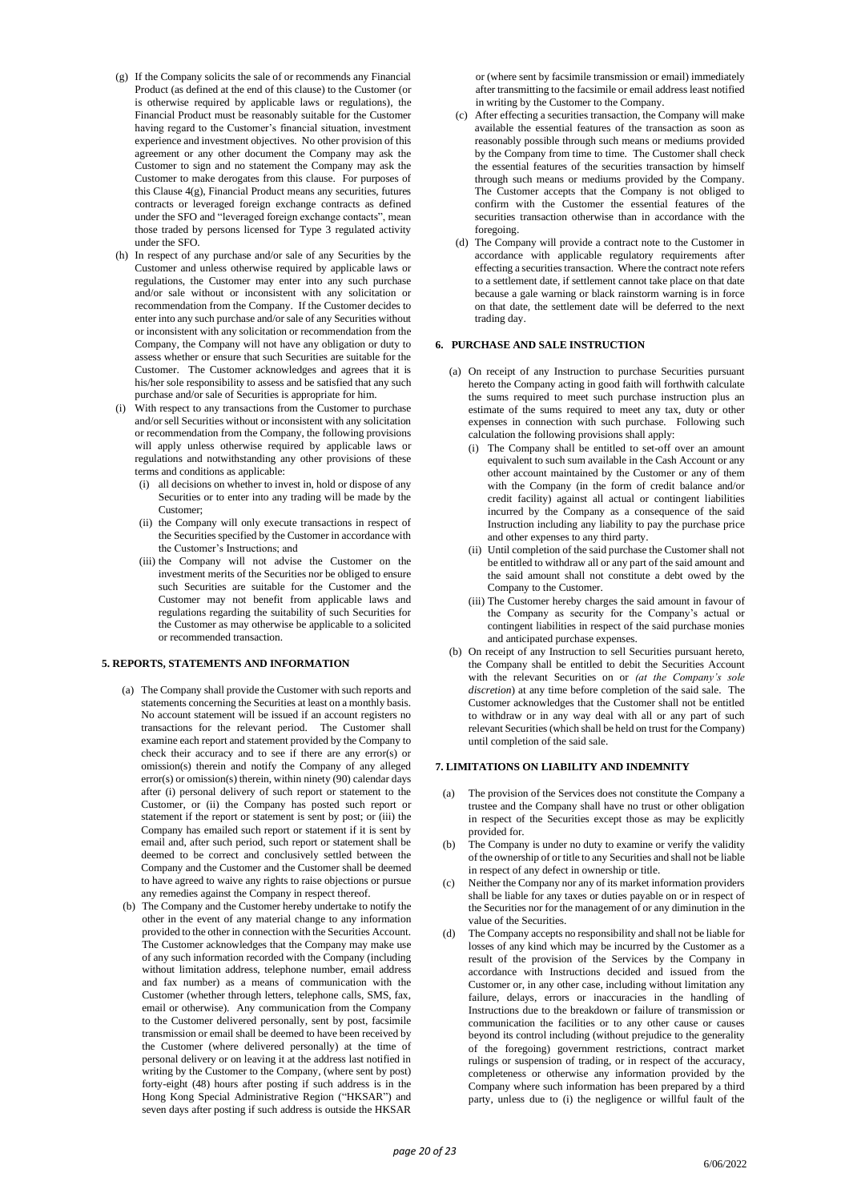(g) If the Company solicits the sale of or recommends any Financial Product (as defined at the end of this clause) to the Customer (or is otherwise required by applicable laws or regulations), the Financial Product must be reasonably suitable for the Customer having regard to the Customer's financial situation, investment experience and investment objectives. No other provision of this agreement or any other document the Company may ask the Customer to sign and no statement the Company may ask the Customer to make derogates from this clause. For purposes of this Clause 4(g), Financial Product means any securities, futures contracts or leveraged foreign exchange contracts as defined under the SFO and "leveraged foreign exchange contacts", mean those traded by persons licensed for Type 3 regulated activity under the SFO.

(h) In respect of any purchase and/or sale of any Securities by the Customer and unless otherwise required by applicable laws or regulations, the Customer may enter into any such purchase and/or sale without or inconsistent with any solicitation or recommendation from the Company. If the Customer decides to enter into any such purchase and/or sale of any Securities without or inconsistent with any solicitation or recommendation from the Company, the Company will not have any obligation or duty to assess whether or ensure that such Securities are suitable for the Customer. The Customer acknowledges and agrees that it is his/her sole responsibility to assess and be satisfied that any such purchase and/or sale of Securities is appropriate for him.

(i) With respect to any transactions from the Customer to purchase and/or sell Securities without or inconsistent with any solicitation or recommendation from the Company, the following provisions will apply unless otherwise required by applicable laws or regulations and notwithstanding any other provisions of these terms and conditions as applicable:
   - (i) all decisions on whether to invest in, hold or dispose of any Securities or to enter into any trading will be made by the Customer;
   - (ii) the Company will only execute transactions in respect of the Securities specified by the Customer in accordance with the Customer's Instructions; and
   - (iii) the Company will not advise the Customer on the investment merits of the Securities nor be obliged to ensure such Securities are suitable for the Customer and the Customer may not benefit from applicable laws and regulations regarding the suitability of such Securities for the Customer as may otherwise be applicable to a solicited or recommended transaction.

## 5. REPORTS, STATEMENTS AND INFORMATION

(a) The Company shall provide the Customer with such reports and statements concerning the Securities at least on a monthly basis. No account statement will be issued if an account registers no transactions for the relevant period. The Customer shall examine each report and statement provided by the Company to check their accuracy and to see if there are any error(s) or omission(s) therein and notify the Company of any alleged error(s) or omission(s) therein, within ninety (90) calendar days after (i) personal delivery of such report or statement to the Customer, or (ii) the Company has posted such report or statement if the report or statement is sent by post; or (iii) the Company has emailed such report or statement if it is sent by email and, after such period, such report or statement shall be deemed to be correct and conclusively settled between the Company and the Customer and the Customer shall be deemed to have agreed to waive any rights to raise objections or pursue any remedies against the Company in respect thereof.

(b) The Company and the Customer hereby undertake to notify the other in the event of any material change to any information provided to the other in connection with the Securities Account. The Customer acknowledges that the Company may make use of any such information recorded with the Company (including without limitation address, telephone number, email address and fax number) as a means of communication with the Customer (whether through letters, telephone calls, SMS, fax, email or otherwise). Any communication from the Company to the Customer delivered personally, sent by post, facsimile transmission or email shall be deemed to have been received by the Customer (where delivered personally) at the time of personal delivery or on leaving it at the address last notified in writing by the Customer to the Company, (where sent by post) forty-eight (48) hours after posting if such address is in the Hong Kong Special Administrative Region ("HKSAR") and seven days after posting if such address is outside the HKSAR or (where sent by facsimile transmission or email) immediately after transmitting to the facsimile or email address least notified in writing by the Customer to the Company.

(c) After effecting a securities transaction, the Company will make available the essential features of the transaction as soon as reasonably possible through such means or mediums provided by the Company from time to time. The Customer shall check the essential features of the securities transaction by himself through such means or mediums provided by the Company. The Customer accepts that the Company is not obliged to confirm with the Customer the essential features of the securities transaction otherwise than in accordance with the foregoing.

(d) The Company will provide a contract note to the Customer in accordance with applicable regulatory requirements after effecting a securities transaction. Where the contract note refers to a settlement date, if settlement cannot take place on that date because a gale warning or black rainstorm warning is in force on that date, the settlement date will be deferred to the next trading day.

## 6. PURCHASE AND SALE INSTRUCTION

(a) On receipt of any Instruction to purchase Securities pursuant hereto the Company acting in good faith will forthwith calculate the sums required to meet such purchase instruction plus an estimate of the sums required to meet any tax, duty or other expenses in connection with such purchase. Following such calculation the following provisions shall apply:
   - (i) The Company shall be entitled to set-off over an amount equivalent to such sum available in the Cash Account or any other account maintained by the Customer or any of them with the Company (in the form of credit balance and/or credit facility) against all actual or contingent liabilities incurred by the Company as a consequence of the said Instruction including any liability to pay the purchase price and other expenses to any third party.
   - (ii) Until completion of the said purchase the Customer shall not be entitled to withdraw all or any part of the said amount and the said amount shall not constitute a debt owed by the Company to the Customer.
   - (iii) The Customer hereby charges the said amount in favour of the Company as security for the Company's actual or contingent liabilities in respect of the said purchase monies and anticipated purchase expenses.

(b) On receipt of any Instruction to sell Securities pursuant hereto, the Company shall be entitled to debit the Securities Account with the relevant Securities on or *(at the Company's sole discretion)* at any time before completion of the said sale. The Customer acknowledges that the Customer shall not be entitled to withdraw or in any way deal with all or any part of such relevant Securities (which shall be held on trust for the Company) until completion of the said sale.

## 7. LIMITATIONS ON LIABILITY AND INDEMNITY

(a) The provision of the Services does not constitute the Company a trustee and the Company shall have no trust or other obligation in respect of the Securities except those as may be explicitly provided for.

(b) The Company is under no duty to examine or verify the validity of the ownership of or title to any Securities and shall not be liable in respect of any defect in ownership or title.

(c) Neither the Company nor any of its market information providers shall be liable for any taxes or duties payable on or in respect of the Securities nor for the management of or any diminution in the value of the Securities.

(d) The Company accepts no responsibility and shall not be liable for losses of any kind which may be incurred by the Customer as a result of the provision of the Services by the Company in accordance with Instructions decided and issued from the Customer or, in any other case, including without limitation any failure, delays, errors or inaccuracies in the handling of Instructions due to the breakdown or failure of transmission or communication the facilities or to any other cause or causes beyond its control including (without prejudice to the generality of the foregoing) government restrictions, contract market rulings or suspension of trading, or in respect of the accuracy, completeness or otherwise any information provided by the Company where such information has been prepared by a third party, unless due to (i) the negligence or willful fault of the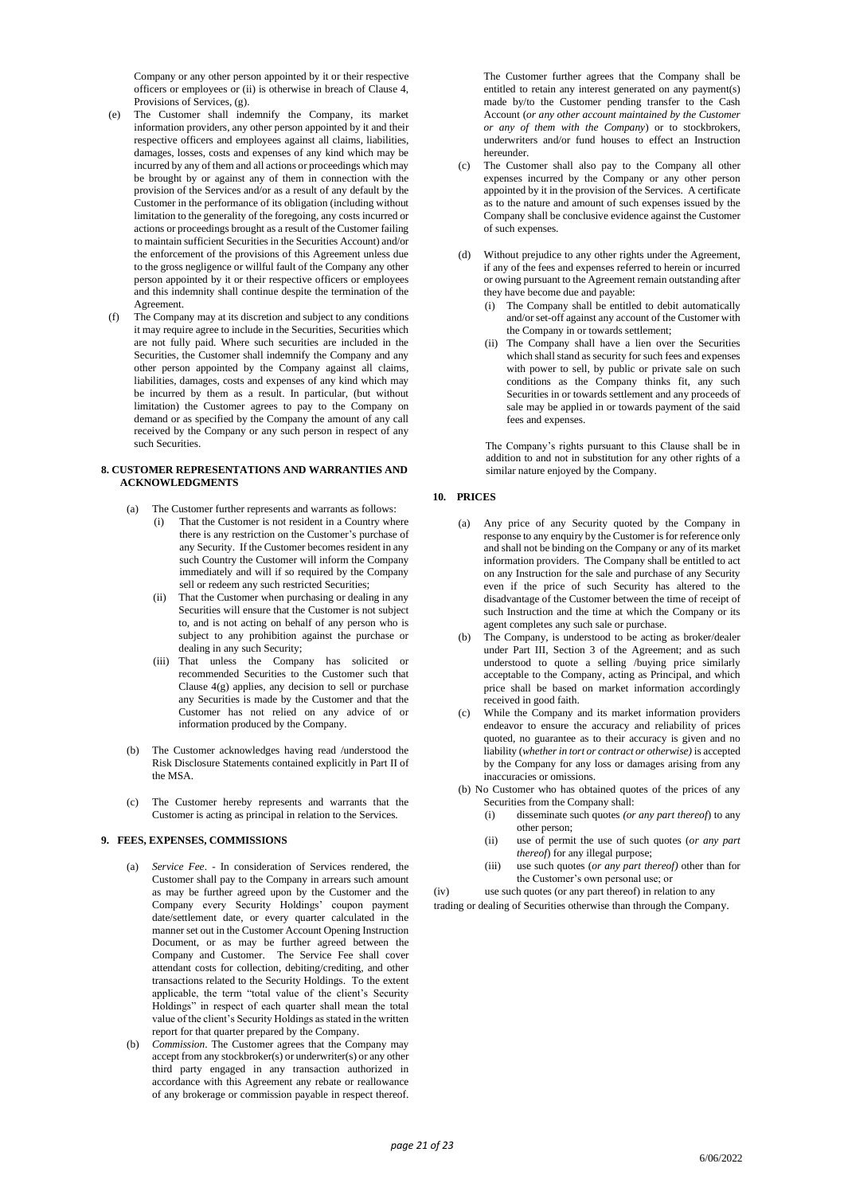Company or any other person appointed by it or their respective officers or employees or (ii) is otherwise in breach of Clause 4, Provisions of Services, (g).

(e) The Customer shall indemnify the Company, its market information providers, any other person appointed by it and their respective officers and employees against all claims, liabilities, damages, losses, costs and expenses of any kind which may be incurred by any of them and all actions or proceedings which may be brought by or against any of them in connection with the provision of the Services and/or as a result of any default by the Customer in the performance of its obligation (including without limitation to the generality of the foregoing, any costs incurred or actions or proceedings brought as a result of the Customer failing to maintain sufficient Securities in the Securities Account) and/or the enforcement of the provisions of this Agreement unless due to the gross negligence or willful fault of the Company any other person appointed by it or their respective officers or employees and this indemnity shall continue despite the termination of the Agreement.

(f) The Company may at its discretion and subject to any conditions it may require agree to include in the Securities, Securities which are not fully paid. Where such securities are included in the Securities, the Customer shall indemnify the Company and any other person appointed by the Company against all claims, liabilities, damages, costs and expenses of any kind which may be incurred by them as a result. In particular, (but without limitation) the Customer agrees to pay to the Company on demand or as specified by the Company the amount of any call received by the Company or any such person in respect of any such Securities.

## 8. CUSTOMER REPRESENTATIONS AND WARRANTIES AND ACKNOWLEDGMENTS

(a) The Customer further represents and warrants as follows:
   (i) That the Customer is not resident in a Country where there is any restriction on the Customer's purchase of any Security. If the Customer becomes resident in any such Country the Customer will inform the Company immediately and will if so required by the Company sell or redeem any such restricted Securities;
   (ii) That the Customer when purchasing or dealing in any Securities will ensure that the Customer is not subject to, and is not acting on behalf of any person who is subject to any prohibition against the purchase or dealing in any such Security;
   (iii) That unless the Company has solicited or recommended Securities to the Customer such that Clause 4(g) applies, any decision to sell or purchase any Securities is made by the Customer and that the Customer has not relied on any advice of or information produced by the Company.

(b) The Customer acknowledges having read /understood the Risk Disclosure Statements contained explicitly in Part II of the MSA.

(c) The Customer hereby represents and warrants that the Customer is acting as principal in relation to the Services.

## 9. FEES, EXPENSES, COMMISSIONS

(a) *Service Fee*. - In consideration of Services rendered, the Customer shall pay to the Company in arrears such amount as may be further agreed upon by the Customer and the Company every Security Holdings' coupon payment date/settlement date, or every quarter calculated in the manner set out in the Customer Account Opening Instruction Document, or as may be further agreed between the Company and Customer. The Service Fee shall cover attendant costs for collection, debiting/crediting, and other transactions related to the Security Holdings. To the extent applicable, the term "total value of the client's Security Holdings" in respect of each quarter shall mean the total value of the client's Security Holdings as stated in the written report for that quarter prepared by the Company.

(b) *Commission*. The Customer agrees that the Company may accept from any stockbroker(s) or underwriter(s) or any other third party engaged in any transaction authorized in accordance with this Agreement any rebate or reallowance of any brokerage or commission payable in respect thereof.

The Customer further agrees that the Company shall be entitled to retain any interest generated on any payment(s) made by/to the Customer pending transfer to the Cash Account (*or any other account maintained by the Customer or any of them with the Company*) or to stockbrokers, underwriters and/or fund houses to effect an Instruction hereunder.

(c) The Customer shall also pay to the Company all other expenses incurred by the Company or any other person appointed by it in the provision of the Services. A certificate as to the nature and amount of such expenses issued by the Company shall be conclusive evidence against the Customer of such expenses.

(d) Without prejudice to any other rights under the Agreement, if any of the fees and expenses referred to herein or incurred or owing pursuant to the Agreement remain outstanding after they have become due and payable:
   (i) The Company shall be entitled to debit automatically and/or set-off against any account of the Customer with the Company in or towards settlement;
   (ii) The Company shall have a lien over the Securities which shall stand as security for such fees and expenses with power to sell, by public or private sale on such conditions as the Company thinks fit, any such Securities in or towards settlement and any proceeds of sale may be applied in or towards payment of the said fees and expenses.

The Company's rights pursuant to this Clause shall be in addition to and not in substitution for any other rights of a similar nature enjoyed by the Company.

## 10. PRICES

(a) Any price of any Security quoted by the Company in response to any enquiry by the Customer is for reference only and shall not be binding on the Company or any of its market information providers. The Company shall be entitled to act on any Instruction for the sale and purchase of any Security even if the price of such Security has altered to the disadvantage of the Customer between the time of receipt of such Instruction and the time at which the Company or its agent completes any such sale or purchase.

(b) The Company, is understood to be acting as broker/dealer under Part III, Section 3 of the Agreement; and as such understood to quote a selling /buying price similarly acceptable to the Company, acting as Principal, and which price shall be based on market information accordingly received in good faith.

(c) While the Company and its market information providers endeavor to ensure the accuracy and reliability of prices quoted, no guarantee as to their accuracy is given and no liability (*whether in tort or contract or otherwise*) is accepted by the Company for any loss or damages arising from any inaccuracies or omissions.

(b) No Customer who has obtained quotes of the prices of any Securities from the Company shall:
   (i) disseminate such quotes *(or any part thereof*) to any other person;
   (ii) use of permit the use of such quotes (*or any part thereof*) for any illegal purpose;
   (iii) use such quotes (*or any part thereof)* other than for the Customer's own personal use; or
   (iv) use such quotes (or any part thereof) in relation to any trading or dealing of Securities otherwise than through the Company.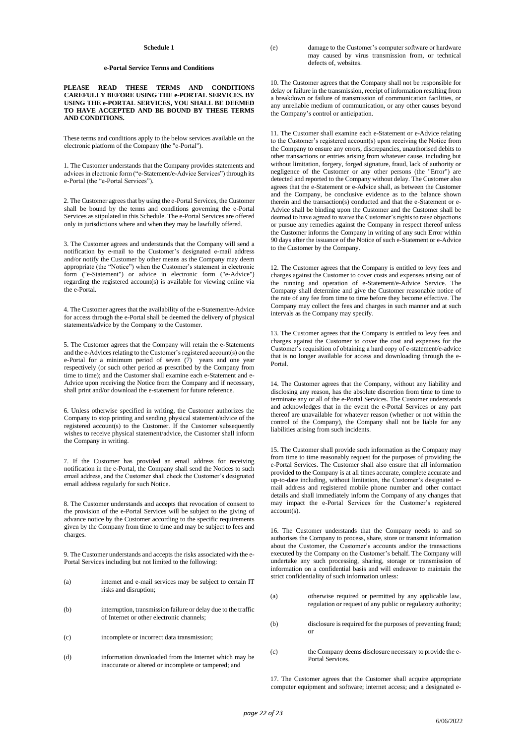**Schedule 1**

**e-Portal Service Terms and Conditions**

**PLEASE READ THESE TERMS AND CONDITIONS CAREFULLY BEFORE USING THE e-PORTAL SERVICES. BY USING THE e-PORTAL SERVICES, YOU SHALL BE DEEMED TO HAVE ACCEPTED AND BE BOUND BY THESE TERMS AND CONDITIONS.**

These terms and conditions apply to the below services available on the electronic platform of the Company (the "e-Portal").

1. The Customer understands that the Company provides statements and advices in electronic form ("e-Statement/e-Advice Services") through its e-Portal (the "e-Portal Services").

2. The Customer agrees that by using the e-Portal Services, the Customer shall be bound by the terms and conditions governing the e-Portal Services as stipulated in this Schedule. The e-Portal Services are offered only in jurisdictions where and when they may be lawfully offered.

3. The Customer agrees and understands that the Company will send a notification by e-mail to the Customer's designated e-mail address and/or notify the Customer by other means as the Company may deem appropriate (the "Notice") when the Customer's statement in electronic form ("e-Statement") or advice in electronic form ("e-Advice") regarding the registered account(s) is available for viewing online via the e-Portal.

4. The Customer agrees that the availability of the e-Statement/e-Advice for access through the e-Portal shall be deemed the delivery of physical statements/advice by the Company to the Customer.

5. The Customer agrees that the Company will retain the e-Statements and the e-Advices relating to the Customer's registered account(s) on the e-Portal for a minimum period of seven (7) years and one year respectively (or such other period as prescribed by the Company from time to time); and the Customer shall examine each e-Statement and e-Advice upon receiving the Notice from the Company and if necessary, shall print and/or download the e-statement for future reference.

6. Unless otherwise specified in writing, the Customer authorizes the Company to stop printing and sending physical statement/advice of the registered account(s) to the Customer. If the Customer subsequently wishes to receive physical statement/advice, the Customer shall inform the Company in writing.

7. If the Customer has provided an email address for receiving notification in the e-Portal, the Company shall send the Notices to such email address, and the Customer shall check the Customer's designated email address regularly for such Notice.

8. The Customer understands and accepts that revocation of consent to the provision of the e-Portal Services will be subject to the giving of advance notice by the Customer according to the specific requirements given by the Company from time to time and may be subject to fees and charges.

9. The Customer understands and accepts the risks associated with the e-Portal Services including but not limited to the following:

(a) internet and e-mail services may be subject to certain IT risks and disruption;

(b) interruption, transmission failure or delay due to the traffic of Internet or other electronic channels;

(c) incomplete or incorrect data transmission;

(d) information downloaded from the Internet which may be inaccurate or altered or incomplete or tampered; and

(e) damage to the Customer's computer software or hardware may caused by virus transmission from, or technical defects of, websites.

10. The Customer agrees that the Company shall not be responsible for delay or failure in the transmission, receipt of information resulting from a breakdown or failure of transmission of communication facilities, or any unreliable medium of communication, or any other causes beyond the Company's control or anticipation.

11. The Customer shall examine each e-Statement or e-Advice relating to the Customer's registered account(s) upon receiving the Notice from the Company to ensure any errors, discrepancies, unauthorised debits to other transactions or entries arising from whatever cause, including but without limitation, forgery, forged signature, fraud, lack of authority or negligence of the Customer or any other persons (the "Error") are detected and reported to the Company without delay. The Customer also agrees that the e-Statement or e-Advice shall, as between the Customer and the Company, be conclusive evidence as to the balance shown therein and the transaction(s) conducted and that the e-Statement or e-Advice shall be binding upon the Customer and the Customer shall be deemed to have agreed to waive the Customer's rights to raise objections or pursue any remedies against the Company in respect thereof unless the Customer informs the Company in writing of any such Error within 90 days after the issuance of the Notice of such e-Statement or e-Advice to the Customer by the Company.

12. The Customer agrees that the Company is entitled to levy fees and charges against the Customer to cover costs and expenses arising out of the running and operation of e-Statement/e-Advice Service. The Company shall determine and give the Customer reasonable notice of the rate of any fee from time to time before they become effective. The Company may collect the fees and charges in such manner and at such intervals as the Company may specify.

13. The Customer agrees that the Company is entitled to levy fees and charges against the Customer to cover the cost and expenses for the Customer's requisition of obtaining a hard copy of e-statement/e-advice that is no longer available for access and downloading through the e-Portal.

14. The Customer agrees that the Company, without any liability and disclosing any reason, has the absolute discretion from time to time to terminate any or all of the e-Portal Services. The Customer understands and acknowledges that in the event the e-Portal Services or any part thereof are unavailable for whatever reason (whether or not within the control of the Company), the Company shall not be liable for any liabilities arising from such incidents.

15. The Customer shall provide such information as the Company may from time to time reasonably request for the purposes of providing the e-Portal Services. The Customer shall also ensure that all information provided to the Company is at all times accurate, complete accurate and up-to-date including, without limitation, the Customer's designated e-mail address and registered mobile phone number and other contact details and shall immediately inform the Company of any changes that may impact the e-Portal Services for the Customer's registered account(s).

16. The Customer understands that the Company needs to and so authorises the Company to process, share, store or transmit information about the Customer, the Customer's accounts and/or the transactions executed by the Company on the Customer's behalf. The Company will undertake any such processing, sharing, storage or transmission of information on a confidential basis and will endeavor to maintain the strict confidentiality of such information unless:

(a) otherwise required or permitted by any applicable law, regulation or request of any public or regulatory authority;

(b) disclosure is required for the purposes of preventing fraud; or

(c) the Company deems disclosure necessary to provide the e-Portal Services.

17. The Customer agrees that the Customer shall acquire appropriate computer equipment and software; internet access; and a designated e-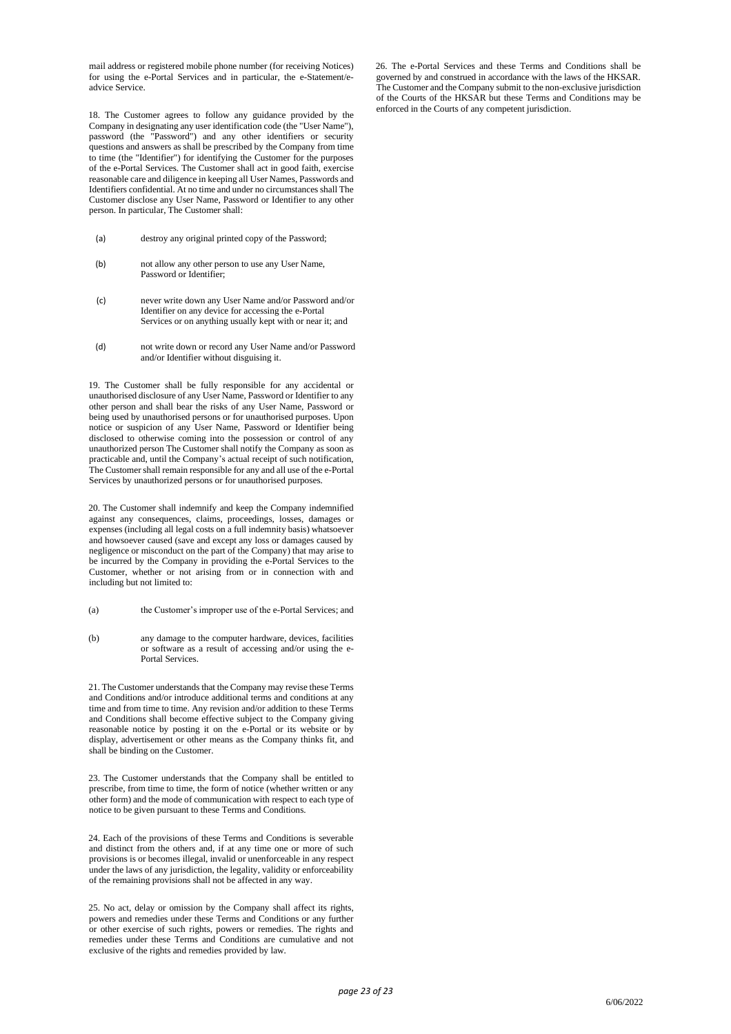mail address or registered mobile phone number (for receiving Notices) for using the e-Portal Services and in particular, the e-Statement/e-advice Service.

18. The Customer agrees to follow any guidance provided by the Company in designating any user identification code (the "User Name"), password (the "Password") and any other identifiers or security questions and answers as shall be prescribed by the Company from time to time (the "Identifier") for identifying the Customer for the purposes of the e-Portal Services. The Customer shall act in good faith, exercise reasonable care and diligence in keeping all User Names, Passwords and Identifiers confidential. At no time and under no circumstances shall The Customer disclose any User Name, Password or Identifier to any other person. In particular, The Customer shall:

(a) destroy any original printed copy of the Password;

(b) not allow any other person to use any User Name, Password or Identifier;

(c) never write down any User Name and/or Password and/or Identifier on any device for accessing the e-Portal Services or on anything usually kept with or near it; and

(d) not write down or record any User Name and/or Password and/or Identifier without disguising it.

19. The Customer shall be fully responsible for any accidental or unauthorised disclosure of any User Name, Password or Identifier to any other person and shall bear the risks of any User Name, Password or being used by unauthorised persons or for unauthorised purposes. Upon notice or suspicion of any User Name, Password or Identifier being disclosed to otherwise coming into the possession or control of any unauthorized person The Customer shall notify the Company as soon as practicable and, until the Company's actual receipt of such notification, The Customer shall remain responsible for any and all use of the e-Portal Services by unauthorized persons or for unauthorised purposes.

20. The Customer shall indemnify and keep the Company indemnified against any consequences, claims, proceedings, losses, damages or expenses (including all legal costs on a full indemnity basis) whatsoever and howsoever caused (save and except any loss or damages caused by negligence or misconduct on the part of the Company) that may arise to be incurred by the Company in providing the e-Portal Services to the Customer, whether or not arising from or in connection with and including but not limited to:

(a) the Customer's improper use of the e-Portal Services; and

(b) any damage to the computer hardware, devices, facilities or software as a result of accessing and/or using the e-Portal Services.

21. The Customer understands that the Company may revise these Terms and Conditions and/or introduce additional terms and conditions at any time and from time to time. Any revision and/or addition to these Terms and Conditions shall become effective subject to the Company giving reasonable notice by posting it on the e-Portal or its website or by display, advertisement or other means as the Company thinks fit, and shall be binding on the Customer.

23. The Customer understands that the Company shall be entitled to prescribe, from time to time, the form of notice (whether written or any other form) and the mode of communication with respect to each type of notice to be given pursuant to these Terms and Conditions.

24. Each of the provisions of these Terms and Conditions is severable and distinct from the others and, if at any time one or more of such provisions is or becomes illegal, invalid or unenforceable in any respect under the laws of any jurisdiction, the legality, validity or enforceability of the remaining provisions shall not be affected in any way.

25. No act, delay or omission by the Company shall affect its rights, powers and remedies under these Terms and Conditions or any further or other exercise of such rights, powers or remedies. The rights and remedies under these Terms and Conditions are cumulative and not exclusive of the rights and remedies provided by law.

26. The e-Portal Services and these Terms and Conditions shall be governed by and construed in accordance with the laws of the HKSAR. The Customer and the Company submit to the non-exclusive jurisdiction of the Courts of the HKSAR but these Terms and Conditions may be enforced in the Courts of any competent jurisdiction.

6/06/2022